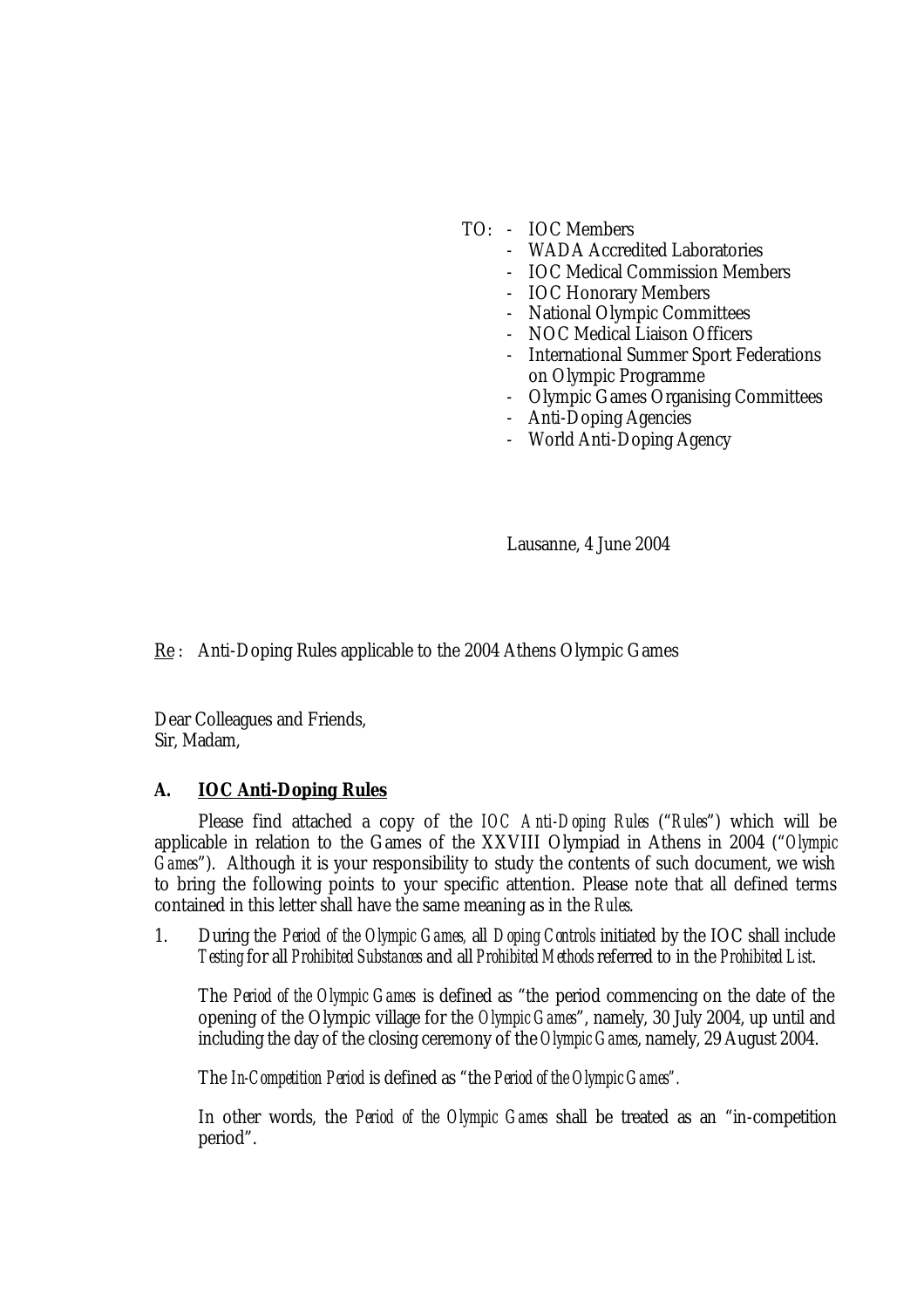TO: - IOC Members
- WADA Accredited Laboratories
- IOC Medical Commission Members
- IOC Honorary Members
- National Olympic Committees
- NOC Medical Liaison Officers
- International Summer Sport Federations on Olympic Programme
- Olympic Games Organising Committees
- Anti-Doping Agencies
- World Anti-Doping Agency

Lausanne, 4 June 2004

Re : Anti-Doping Rules applicable to the 2004 Athens Olympic Games

Dear Colleagues and Friends,
Sir, Madam,

## A. IOC Anti-Doping Rules

Please find attached a copy of the *IOC Anti-Doping Rules* ("*Rules*") which will be applicable in relation to the Games of the XXVIII Olympiad in Athens in 2004 ("*Olympic Games*"). Although it is your responsibility to study the contents of such document, we wish to bring the following points to your specific attention. Please note that all defined terms contained in this letter shall have the same meaning as in the *Rules*.

1. During the *Period of the Olympic Games*, all *Doping Controls* initiated by the IOC shall include *Testing* for all *Prohibited Substances* and all *Prohibited Methods* referred to in the *Prohibited List*.

   The *Period of the Olympic Games* is defined as "the period commencing on the date of the opening of the Olympic village for the *Olympic Games*", namely, 30 July 2004, up until and including the day of the closing ceremony of the *Olympic Games*, namely, 29 August 2004.

   The *In-Competition Period* is defined as "the *Period of the Olympic Games*".

   In other words, the *Period of the Olympic Games* shall be treated as an "in-competition period".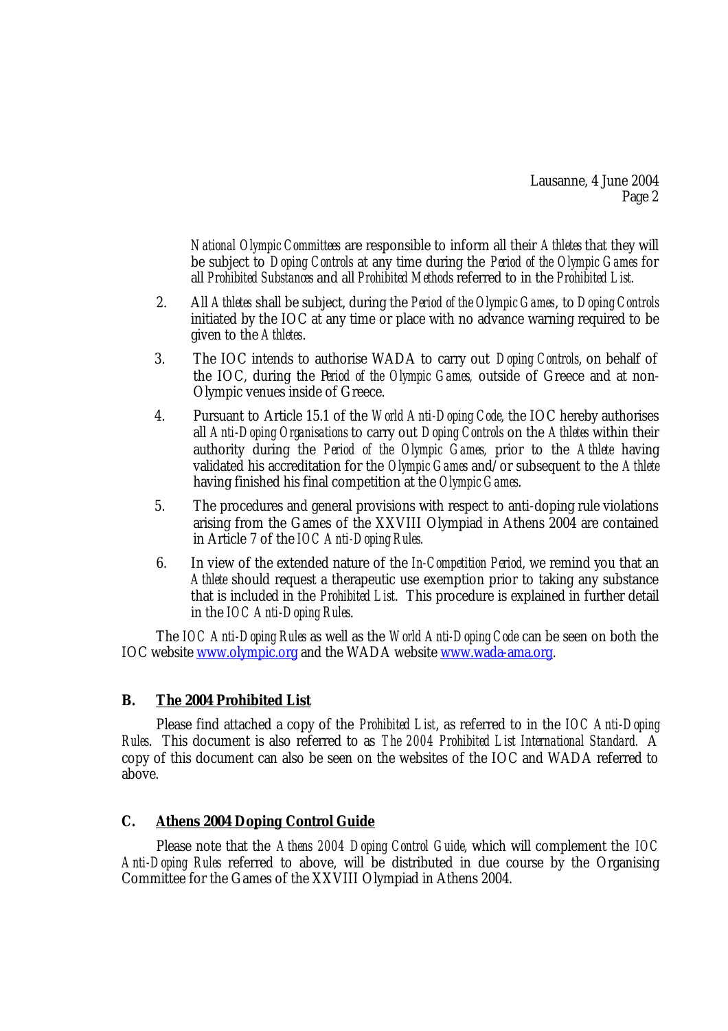*National Olympic Committees* are responsible to inform all their *Athletes* that they will be subject to *Doping Controls* at any time during the *Period of the Olympic Games* for all *Prohibited Substances* and all *Prohibited Methods* referred to in the *Prohibited List.*

2. All *Athletes* shall be subject, during the *Period of the Olympic Games*, to *Doping Controls* initiated by the IOC at any time or place with no advance warning required to be given to the *Athletes*.

3. The IOC intends to authorise WADA to carry out *Doping Controls*, on behalf of the IOC, during the *Period of the Olympic Games,* outside of Greece and at non-Olympic venues inside of Greece.

4. Pursuant to Article 15.1 of the *World Anti-Doping Code*, the IOC hereby authorises all *Anti-Doping Organisations* to carry out *Doping Controls* on the *Athletes* within their authority during the *Period of the Olympic Games,* prior to the *Athlete* having validated his accreditation for the *Olympic Games* and/or subsequent to the *Athlete* having finished his final competition at the *Olympic Games*.

5. The procedures and general provisions with respect to anti-doping rule violations arising from the Games of the XXVIII Olympiad in Athens 2004 are contained in Article 7 of the *IOC Anti-Doping Rules.*

6. In view of the extended nature of the *In-Competition Period*, we remind you that an *Athlete* should request a therapeutic use exemption prior to taking any substance that is included in the *Prohibited List*. This procedure is explained in further detail in the *IOC Anti-Doping Rules*.

The *IOC Anti-Doping Rules* as well as the *World Anti-Doping Code* can be seen on both the IOC website www.olympic.org and the WADA website www.wada-ama.org.

## B. The 2004 Prohibited List

Please find attached a copy of the *Prohibited List*, as referred to in the *IOC Anti-Doping Rules*. This document is also referred to as *The 2004 Prohibited List International Standard*. A copy of this document can also be seen on the websites of the IOC and WADA referred to above.

## C. Athens 2004 Doping Control Guide

Please note that the *Athens 2004 Doping Control Guide*, which will complement the *IOC Anti-Doping Rules* referred to above, will be distributed in due course by the Organising Committee for the Games of the XXVIII Olympiad in Athens 2004.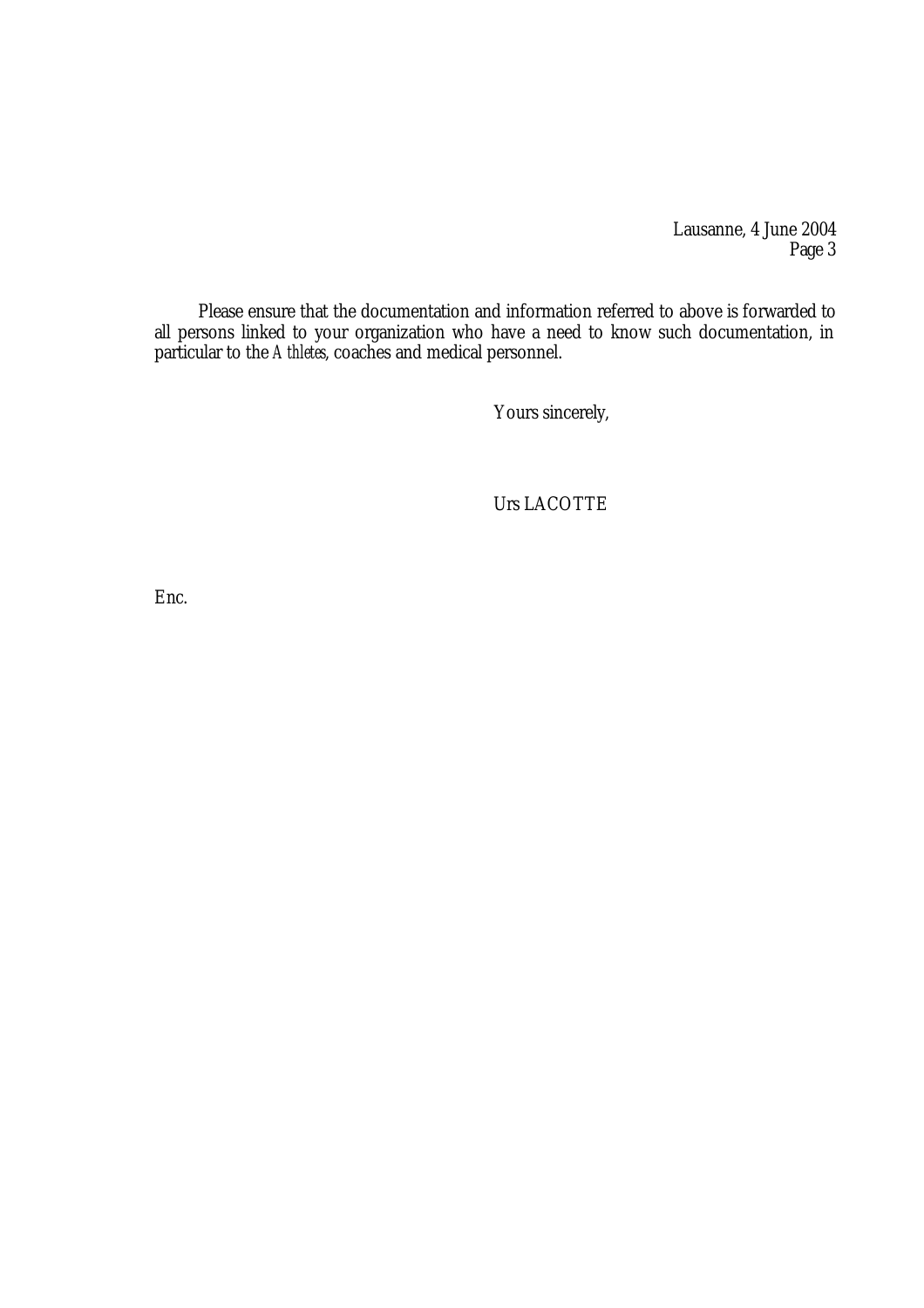Lausanne, 4 June 2004

Please ensure that the documentation and information referred to above is forwarded to all persons linked to your organization who have a need to know such documentation, in particular to the *Athletes*, coaches and medical personnel.

Yours sincerely,

Urs LACOTTE

Enc.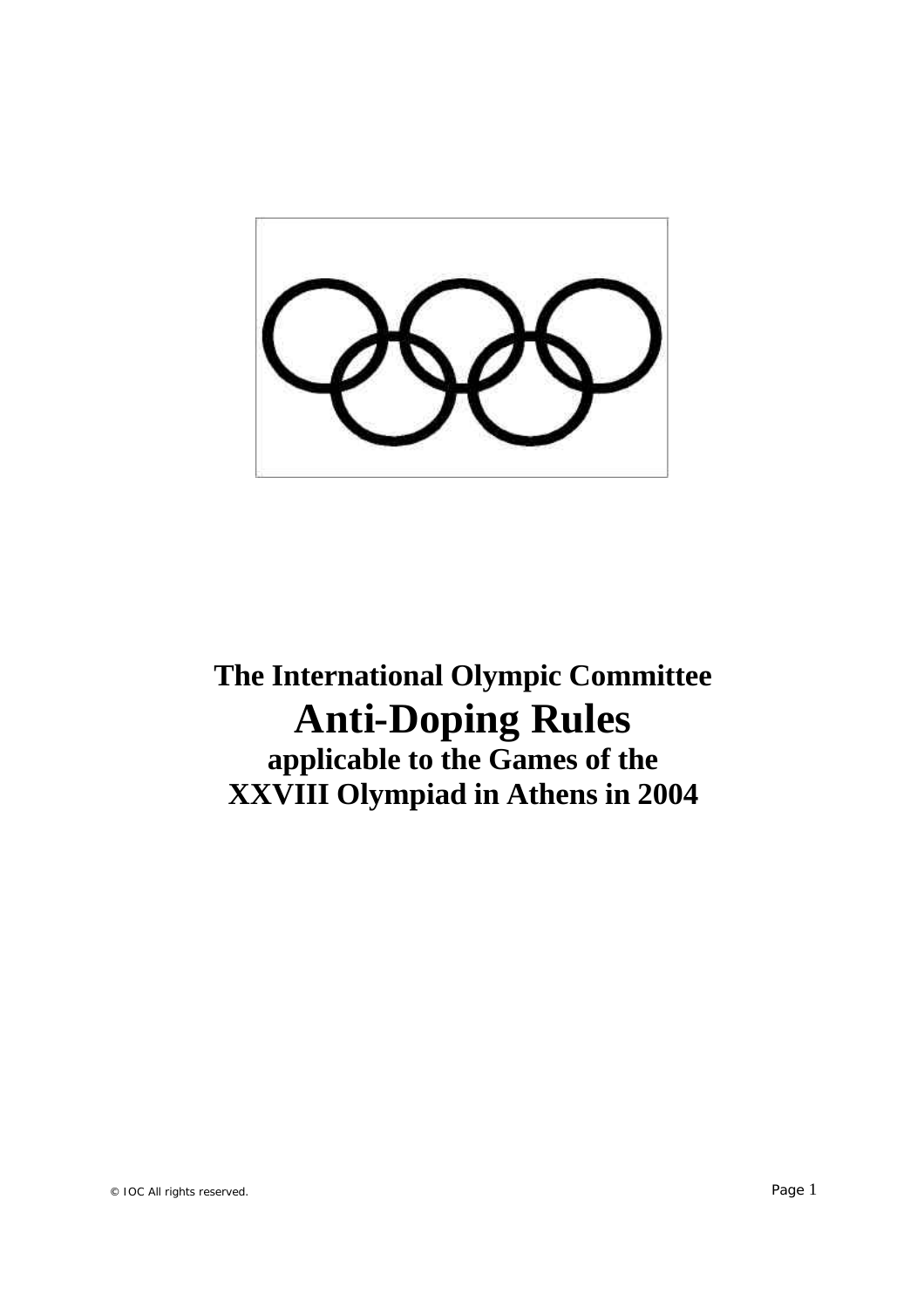# The International Olympic Committee

# Anti-Doping Rules

## applicable to the Games of the XXVIII Olympiad in Athens in 2004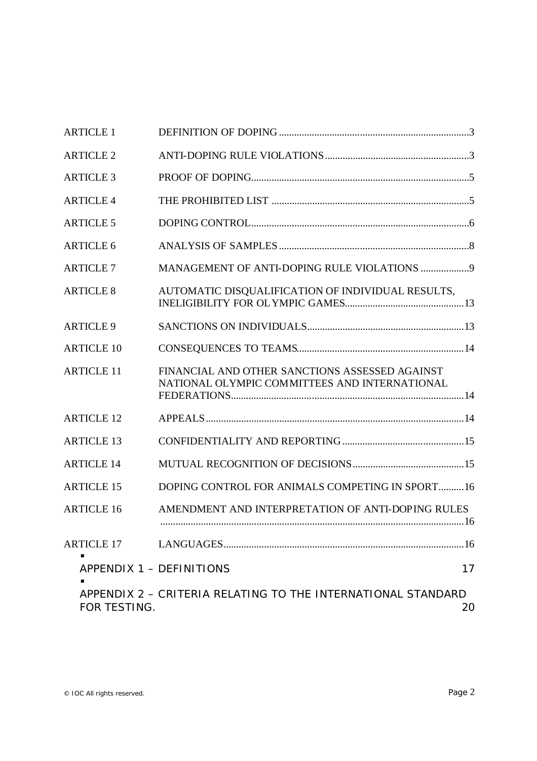| | | |
|---|---|---|
| ARTICLE 1 | DEFINITION OF DOPING | 3 |
| ARTICLE 2 | ANTI-DOPING RULE VIOLATIONS | 3 |
| ARTICLE 3 | PROOF OF DOPING | 5 |
| ARTICLE 4 | THE PROHIBITED LIST | 5 |
| ARTICLE 5 | DOPING CONTROL | 6 |
| ARTICLE 6 | ANALYSIS OF SAMPLES | 8 |
| ARTICLE 7 | MANAGEMENT OF ANTI-DOPING RULE VIOLATIONS | 9 |
| ARTICLE 8 | AUTOMATIC DISQUALIFICATION OF INDIVIDUAL RESULTS, INELIGIBILITY FOR OLYMPIC GAMES | 13 |
| ARTICLE 9 | SANCTIONS ON INDIVIDUALS | 13 |
| ARTICLE 10 | CONSEQUENCES TO TEAMS | 14 |
| ARTICLE 11 | FINANCIAL AND OTHER SANCTIONS ASSESSED AGAINST NATIONAL OLYMPIC COMMITTEES AND INTERNATIONAL FEDERATIONS | 14 |
| ARTICLE 12 | APPEALS | 14 |
| ARTICLE 13 | CONFIDENTIALITY AND REPORTING | 15 |
| ARTICLE 14 | MUTUAL RECOGNITION OF DECISIONS | 15 |
| ARTICLE 15 | DOPING CONTROL FOR ANIMALS COMPETING IN SPORT | 16 |
| ARTICLE 16 | AMENDMENT AND INTERPRETATION OF ANTI-DOPING RULES | 16 |
| ARTICLE 17 | LANGUAGES | 16 |

- APPENDIX 1 – DEFINITIONS 17
- APPENDIX 2 – CRITERIA RELATING TO THE INTERNATIONAL STANDARD FOR TESTING. 20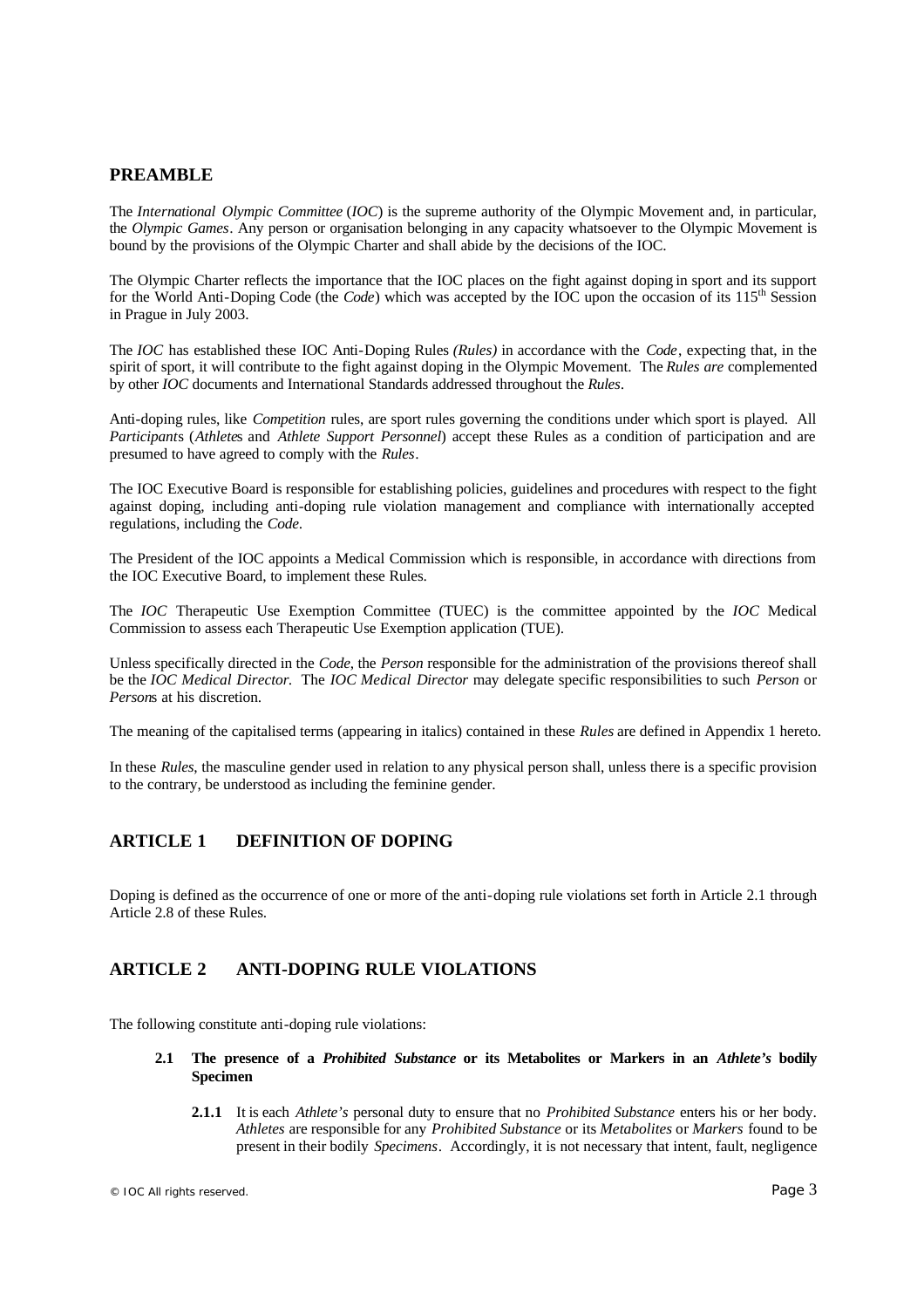## PREAMBLE

The *International Olympic Committee* (*IOC*) is the supreme authority of the Olympic Movement and, in particular, the *Olympic Games*. Any person or organisation belonging in any capacity whatsoever to the Olympic Movement is bound by the provisions of the Olympic Charter and shall abide by the decisions of the IOC.

The Olympic Charter reflects the importance that the IOC places on the fight against doping in sport and its support for the World Anti-Doping Code (the *Code*) which was accepted by the IOC upon the occasion of its 115th Session in Prague in July 2003.

The *IOC* has established these IOC Anti-Doping Rules *(Rules)* in accordance with the *Code*, expecting that, in the spirit of sport, it will contribute to the fight against doping in the Olympic Movement. The *Rules are* complemented by other *IOC* documents and International Standards addressed throughout the *Rules*.

Anti-doping rules, like *Competition* rules, are sport rules governing the conditions under which sport is played. All *Participant*s (*Athlete*s and *Athlete Support Personnel*) accept these Rules as a condition of participation and are presumed to have agreed to comply with the *Rules*.

The IOC Executive Board is responsible for establishing policies, guidelines and procedures with respect to the fight against doping, including anti-doping rule violation management and compliance with internationally accepted regulations, including the *Code*.

The President of the IOC appoints a Medical Commission which is responsible, in accordance with directions from the IOC Executive Board, to implement these Rules.

The *IOC* Therapeutic Use Exemption Committee (TUEC) is the committee appointed by the *IOC* Medical Commission to assess each Therapeutic Use Exemption application (TUE).

Unless specifically directed in the *Code*, the *Person* responsible for the administration of the provisions thereof shall be the *IOC Medical Director.* The *IOC Medical Director* may delegate specific responsibilities to such *Person* or *Person*s at his discretion.

The meaning of the capitalised terms (appearing in italics) contained in these *Rules* are defined in Appendix 1 hereto.

In these *Rules*, the masculine gender used in relation to any physical person shall, unless there is a specific provision to the contrary, be understood as including the feminine gender.

## ARTICLE 1 DEFINITION OF DOPING

Doping is defined as the occurrence of one or more of the anti-doping rule violations set forth in Article 2.1 through Article 2.8 of these Rules.

## ARTICLE 2 ANTI-DOPING RULE VIOLATIONS

The following constitute anti-doping rule violations:

**2.1 The presence of a *Prohibited Substance* or its Metabolites or Markers in an *Athlete's* bodily Specimen**

**2.1.1** It is each *Athlete's* personal duty to ensure that no *Prohibited Substance* enters his or her body. *Athletes* are responsible for any *Prohibited Substance* or its *Metabolites* or *Markers* found to be present in their bodily *Specimens*. Accordingly, it is not necessary that intent, fault, negligence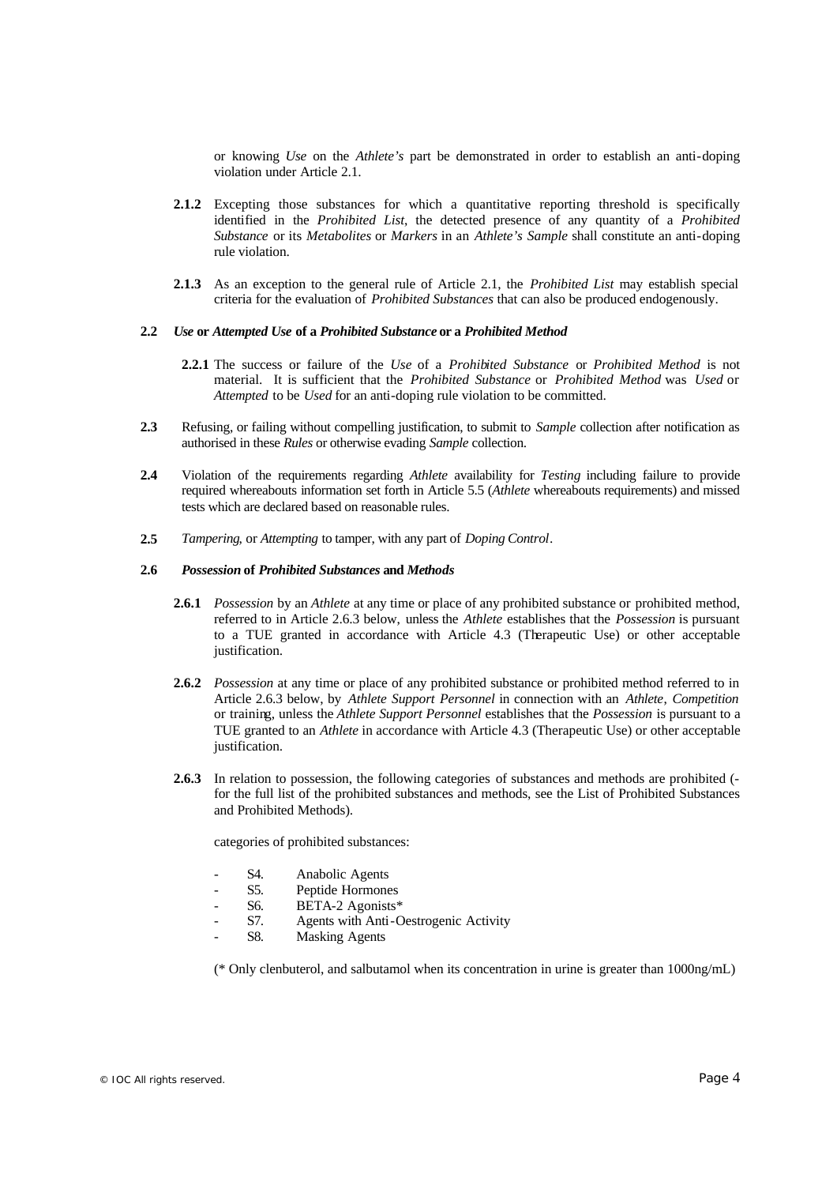or knowing *Use* on the *Athlete's* part be demonstrated in order to establish an anti-doping violation under Article 2.1.

**2.1.2** Excepting those substances for which a quantitative reporting threshold is specifically identified in the *Prohibited List*, the detected presence of any quantity of a *Prohibited Substance* or its *Metabolites* or *Markers* in an *Athlete's Sample* shall constitute an anti-doping rule violation.

**2.1.3** As an exception to the general rule of Article 2.1, the *Prohibited List* may establish special criteria for the evaluation of *Prohibited Substances* that can also be produced endogenously.

**2.2** ***Use* or *Attempted Use* of a *Prohibited Substance* or a *Prohibited Method***

**2.2.1** The success or failure of the *Use* of a *Prohibited Substance* or *Prohibited Method* is not material. It is sufficient that the *Prohibited Substance* or *Prohibited Method* was *Used* or *Attempted* to be *Used* for an anti-doping rule violation to be committed.

**2.3** Refusing, or failing without compelling justification, to submit to *Sample* collection after notification as authorised in these *Rules* or otherwise evading *Sample* collection.

**2.4** Violation of the requirements regarding *Athlete* availability for *Testing* including failure to provide required whereabouts information set forth in Article 5.5 (*Athlete* whereabouts requirements) and missed tests which are declared based on reasonable rules.

**2.5** *Tampering*, or *Attempting* to tamper, with any part of *Doping Control*.

**2.6** ***Possession* of *Prohibited Substances* and *Methods***

**2.6.1** *Possession* by an *Athlete* at any time or place of any prohibited substance or prohibited method, referred to in Article 2.6.3 below, unless the *Athlete* establishes that the *Possession* is pursuant to a TUE granted in accordance with Article 4.3 (Therapeutic Use) or other acceptable justification.

**2.6.2** *Possession* at any time or place of any prohibited substance or prohibited method referred to in Article 2.6.3 below, by *Athlete Support Personnel* in connection with an *Athlete*, *Competition* or training, unless the *Athlete Support Personnel* establishes that the *Possession* is pursuant to a TUE granted to an *Athlete* in accordance with Article 4.3 (Therapeutic Use) or other acceptable justification.

**2.6.3** In relation to possession, the following categories of substances and methods are prohibited (-for the full list of the prohibited substances and methods, see the List of Prohibited Substances and Prohibited Methods).

categories of prohibited substances:

- S4. Anabolic Agents
- S5. Peptide Hormones
- S6. BETA-2 Agonists*
- S7. Agents with Anti-Oestrogenic Activity
- S8. Masking Agents

(* Only clenbuterol, and salbutamol when its concentration in urine is greater than 1000ng/mL)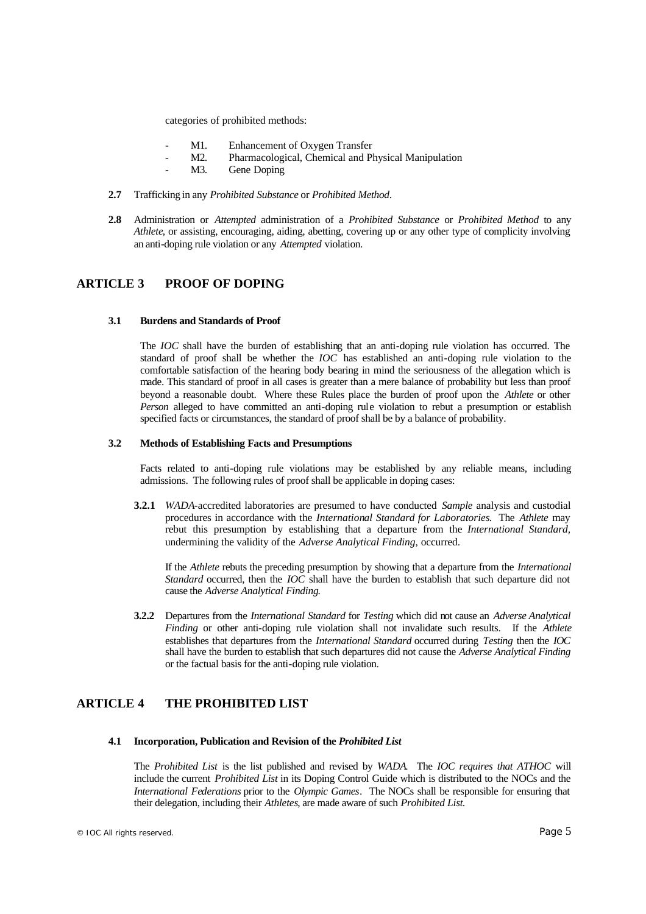categories of prohibited methods:

- M1. Enhancement of Oxygen Transfer
- M2. Pharmacological, Chemical and Physical Manipulation
- M3. Gene Doping

**2.7** Trafficking in any *Prohibited Substance* or *Prohibited Method*.

**2.8** Administration or *Attempted* administration of a *Prohibited Substance* or *Prohibited Method* to any *Athlete*, or assisting, encouraging, aiding, abetting, covering up or any other type of complicity involving an anti-doping rule violation or any *Attempted* violation.

## ARTICLE 3 PROOF OF DOPING

### 3.1 Burdens and Standards of Proof

The *IOC* shall have the burden of establishing that an anti-doping rule violation has occurred. The standard of proof shall be whether the *IOC* has established an anti-doping rule violation to the comfortable satisfaction of the hearing body bearing in mind the seriousness of the allegation which is made. This standard of proof in all cases is greater than a mere balance of probability but less than proof beyond a reasonable doubt. Where these Rules place the burden of proof upon the *Athlete* or other *Person* alleged to have committed an anti-doping rule violation to rebut a presumption or establish specified facts or circumstances, the standard of proof shall be by a balance of probability.

### 3.2 Methods of Establishing Facts and Presumptions

Facts related to anti-doping rule violations may be established by any reliable means, including admissions. The following rules of proof shall be applicable in doping cases:

**3.2.1** *WADA*-accredited laboratories are presumed to have conducted *Sample* analysis and custodial procedures in accordance with the *International Standard for Laboratories*. The *Athlete* may rebut this presumption by establishing that a departure from the *International Standard*, undermining the validity of the *Adverse Analytical Finding*, occurred.

If the *Athlete* rebuts the preceding presumption by showing that a departure from the *International Standard* occurred, then the *IOC* shall have the burden to establish that such departure did not cause the *Adverse Analytical Finding*.

**3.2.2** Departures from the *International Standard* for *Testing* which did not cause an *Adverse Analytical Finding* or other anti-doping rule violation shall not invalidate such results. If the *Athlete* establishes that departures from the *International Standard* occurred during *Testing* then the *IOC* shall have the burden to establish that such departures did not cause the *Adverse Analytical Finding* or the factual basis for the anti-doping rule violation.

## ARTICLE 4 THE PROHIBITED LIST

### 4.1 Incorporation, Publication and Revision of the *Prohibited List*

The *Prohibited List* is the list published and revised by *WADA*. The *IOC requires that ATHOC* will include the current *Prohibited List* in its Doping Control Guide which is distributed to the NOCs and the *International Federations* prior to the *Olympic Games*. The NOCs shall be responsible for ensuring that their delegation, including their *Athletes*, are made aware of such *Prohibited List*.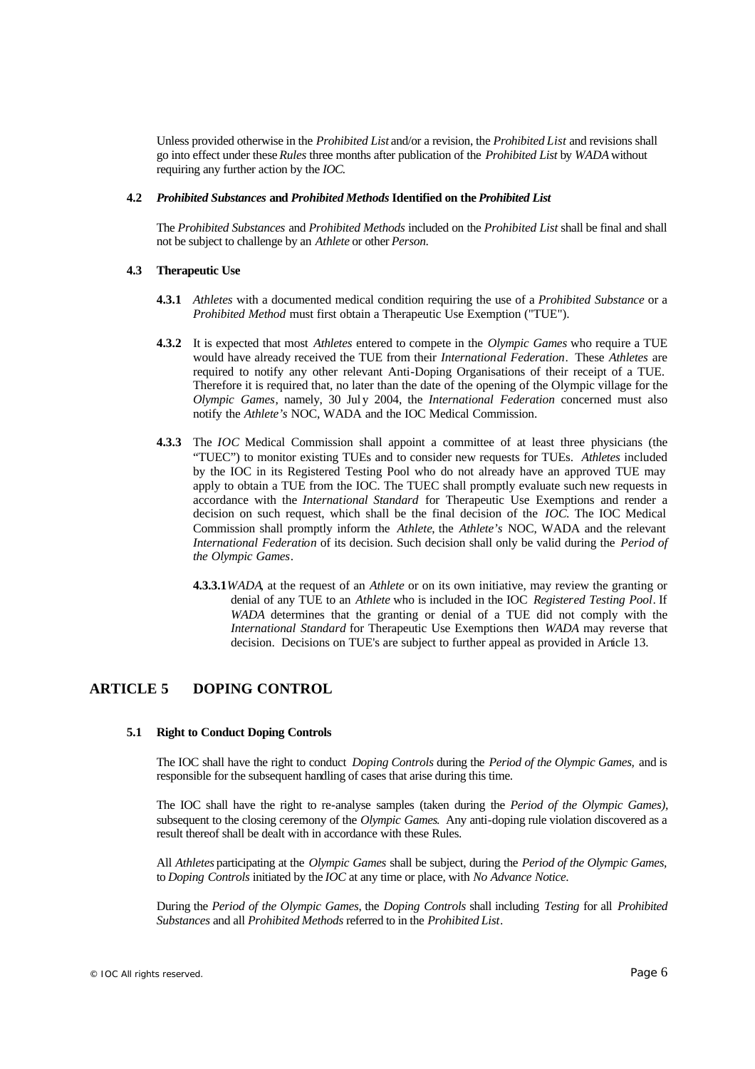Unless provided otherwise in the *Prohibited List* and/or a revision, the *Prohibited List* and revisions shall go into effect under these *Rules* three months after publication of the *Prohibited List* by *WADA* without requiring any further action by the *IOC*.

### 4.2 *Prohibited Substances* and *Prohibited Methods* Identified on the *Prohibited List*

The *Prohibited Substances* and *Prohibited Methods* included on the *Prohibited List* shall be final and shall not be subject to challenge by an *Athlete* or other *Person*.

### 4.3 Therapeutic Use

**4.3.1** *Athletes* with a documented medical condition requiring the use of a *Prohibited Substance* or a *Prohibited Method* must first obtain a Therapeutic Use Exemption ("TUE").

**4.3.2** It is expected that most *Athletes* entered to compete in the *Olympic Games* who require a TUE would have already received the TUE from their *International Federation*. These *Athletes* are required to notify any other relevant Anti-Doping Organisations of their receipt of a TUE. Therefore it is required that, no later than the date of the opening of the Olympic village for the *Olympic Games*, namely, 30 July 2004, the *International Federation* concerned must also notify the *Athlete's* NOC, WADA and the IOC Medical Commission.

**4.3.3** The *IOC* Medical Commission shall appoint a committee of at least three physicians (the "TUEC") to monitor existing TUEs and to consider new requests for TUEs. *Athletes* included by the IOC in its Registered Testing Pool who do not already have an approved TUE may apply to obtain a TUE from the IOC. The TUEC shall promptly evaluate such new requests in accordance with the *International Standard* for Therapeutic Use Exemptions and render a decision on such request, which shall be the final decision of the *IOC*. The IOC Medical Commission shall promptly inform the *Athlete*, the *Athlete's* NOC, WADA and the relevant *International Federation* of its decision. Such decision shall only be valid during the *Period of the Olympic Games*.

**4.3.3.1** *WADA*, at the request of an *Athlete* or on its own initiative, may review the granting or denial of any TUE to an *Athlete* who is included in the IOC *Registered Testing Pool*. If *WADA* determines that the granting or denial of a TUE did not comply with the *International Standard* for Therapeutic Use Exemptions then *WADA* may reverse that decision. Decisions on TUE's are subject to further appeal as provided in Article 13.

## ARTICLE 5 DOPING CONTROL

### 5.1 Right to Conduct Doping Controls

The IOC shall have the right to conduct *Doping Controls* during the *Period of the Olympic Games,* and is responsible for the subsequent handling of cases that arise during this time.

The IOC shall have the right to re-analyse samples (taken during the *Period of the Olympic Games),* subsequent to the closing ceremony of the *Olympic Games*. Any anti-doping rule violation discovered as a result thereof shall be dealt with in accordance with these Rules.

All *Athletes* participating at the *Olympic Games* shall be subject, during the *Period of the Olympic Games*, to *Doping Controls* initiated by the *IOC* at any time or place, with *No Advance Notice*.

During the *Period of the Olympic Games*, the *Doping Controls* shall including *Testing* for all *Prohibited Substances* and all *Prohibited Methods* referred to in the *Prohibited List*.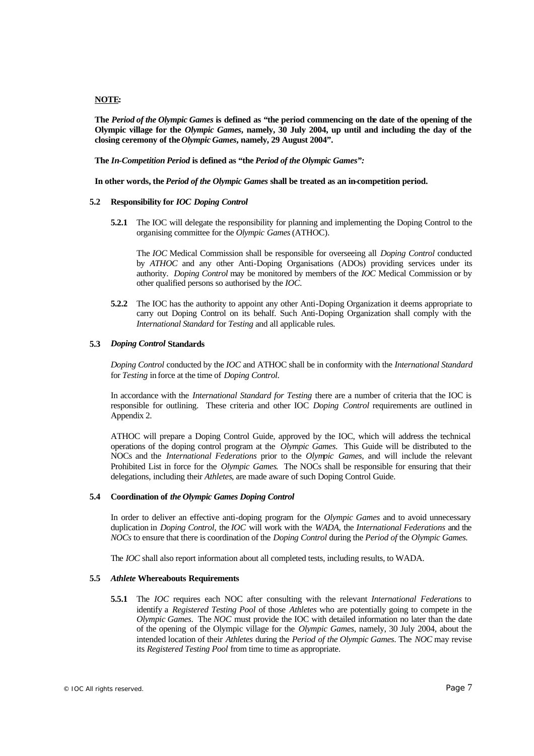**NOTE:**

**The *Period of the Olympic Games* is defined as "the period commencing on the date of the opening of the Olympic village for the *Olympic Games*, namely, 30 July 2004, up until and including the day of the closing ceremony of the *Olympic Games*, namely, 29 August 2004".**

**The *In-Competition Period* is defined as "the *Period of the Olympic Games*":**

**In other words, the *Period of the Olympic Games* shall be treated as an in-competition period.**

### 5.2 Responsibility for *IOC Doping Control*

**5.2.1** The IOC will delegate the responsibility for planning and implementing the Doping Control to the organising committee for the *Olympic Games* (ATHOC).

The *IOC* Medical Commission shall be responsible for overseeing all *Doping Control* conducted by *ATHOC* and any other Anti-Doping Organisations (ADOs) providing services under its authority. *Doping Control* may be monitored by members of the *IOC* Medical Commission or by other qualified persons so authorised by the *IOC*.

**5.2.2** The IOC has the authority to appoint any other Anti-Doping Organization it deems appropriate to carry out Doping Control on its behalf. Such Anti-Doping Organization shall comply with the *International Standard* for *Testing* and all applicable rules.

### 5.3 *Doping Control* Standards

*Doping Control* conducted by the *IOC* and ATHOC shall be in conformity with the *International Standard* for *Testing* in force at the time of *Doping Control*.

In accordance with the *International Standard for Testing* there are a number of criteria that the IOC is responsible for outlining. These criteria and other IOC *Doping Control* requirements are outlined in Appendix 2.

ATHOC will prepare a Doping Control Guide, approved by the IOC, which will address the technical operations of the doping control program at the *Olympic Games*. This Guide will be distributed to the NOCs and the *International Federations* prior to the *Olympic Games*, and will include the relevant Prohibited List in force for the *Olympic Games*. The NOCs shall be responsible for ensuring that their delegations, including their *Athletes*, are made aware of such Doping Control Guide.

### 5.4 Coordination of *the Olympic Games Doping Control*

In order to deliver an effective anti-doping program for the *Olympic Games* and to avoid unnecessary duplication in *Doping Control*, the *IOC* will work with the *WADA*, the *International Federations* and the *NOCs* to ensure that there is coordination of the *Doping Control* during the *Period of* the *Olympic Games*.

The *IOC* shall also report information about all completed tests, including results, to WADA.

### 5.5 *Athlete* Whereabouts Requirements

**5.5.1** The *IOC* requires each NOC after consulting with the relevant *International Federations* to identify a *Registered Testing Pool* of those *Athletes* who are potentially going to compete in the *Olympic Games*. The *NOC* must provide the IOC with detailed information no later than the date of the opening of the Olympic village for the *Olympic Games*, namely, 30 July 2004, about the intended location of their *Athletes* during the *Period of the Olympic Games*. The *NOC* may revise its *Registered Testing Pool* from time to time as appropriate.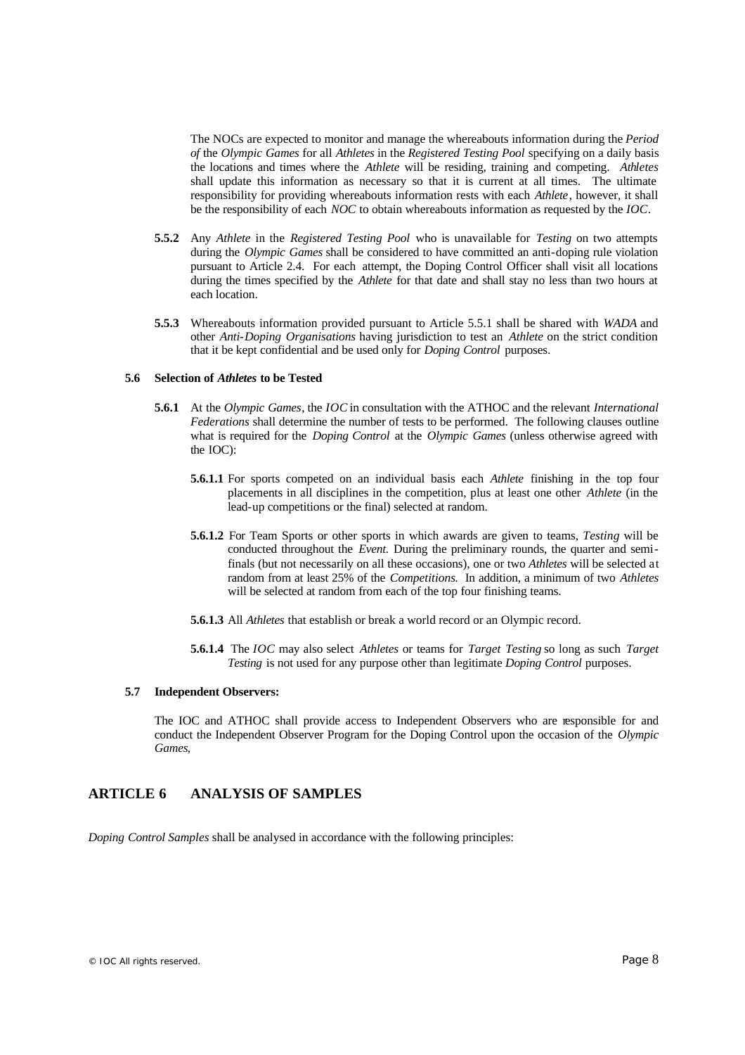The NOCs are expected to monitor and manage the whereabouts information during the *Period of* the *Olympic Games* for all *Athletes* in the *Registered Testing Pool* specifying on a daily basis the locations and times where the *Athlete* will be residing, training and competing. *Athletes* shall update this information as necessary so that it is current at all times. The ultimate responsibility for providing whereabouts information rests with each *Athlete*, however, it shall be the responsibility of each *NOC* to obtain whereabouts information as requested by the *IOC*.

**5.5.2** Any *Athlete* in the *Registered Testing Pool* who is unavailable for *Testing* on two attempts during the *Olympic Games* shall be considered to have committed an anti-doping rule violation pursuant to Article 2.4. For each attempt, the Doping Control Officer shall visit all locations during the times specified by the *Athlete* for that date and shall stay no less than two hours at each location.

**5.5.3** Whereabouts information provided pursuant to Article 5.5.1 shall be shared with *WADA* and other *Anti-Doping Organisations* having jurisdiction to test an *Athlete* on the strict condition that it be kept confidential and be used only for *Doping Control* purposes.

### 5.6 Selection of *Athletes* to be Tested

**5.6.1** At the *Olympic Games*, the *IOC* in consultation with the ATHOC and the relevant *International Federations* shall determine the number of tests to be performed. The following clauses outline what is required for the *Doping Control* at the *Olympic Games* (unless otherwise agreed with the IOC):

**5.6.1.1** For sports competed on an individual basis each *Athlete* finishing in the top four placements in all disciplines in the competition, plus at least one other *Athlete* (in the lead-up competitions or the final) selected at random.

**5.6.1.2** For Team Sports or other sports in which awards are given to teams, *Testing* will be conducted throughout the *Event.* During the preliminary rounds, the quarter and semi-finals (but not necessarily on all these occasions), one or two *Athletes* will be selected at random from at least 25% of the *Competitions.* In addition, a minimum of two *Athletes* will be selected at random from each of the top four finishing teams.

**5.6.1.3** All *Athletes* that establish or break a world record or an Olympic record.

**5.6.1.4** The *IOC* may also select *Athletes* or teams for *Target Testing* so long as such *Target Testing* is not used for any purpose other than legitimate *Doping Control* purposes.

### 5.7 Independent Observers:

The IOC and ATHOC shall provide access to Independent Observers who are responsible for and conduct the Independent Observer Program for the Doping Control upon the occasion of the *Olympic Games*,

## ARTICLE 6 ANALYSIS OF SAMPLES

*Doping Control Samples* shall be analysed in accordance with the following principles: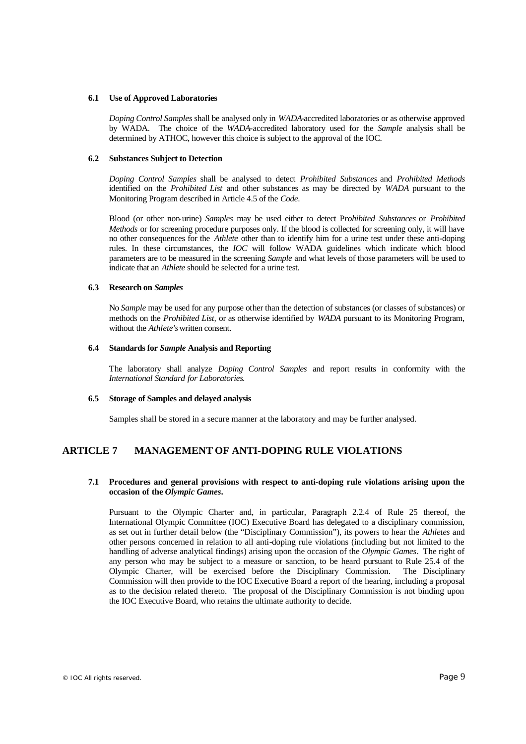### 6.1 Use of Approved Laboratories

*Doping Control Samples* shall be analysed only in *WADA*-accredited laboratories or as otherwise approved by WADA. The choice of the *WADA*-accredited laboratory used for the *Sample* analysis shall be determined by ATHOC, however this choice is subject to the approval of the IOC.

### 6.2 Substances Subject to Detection

*Doping Control Samples* shall be analysed to detect *Prohibited Substances* and *Prohibited Methods* identified on the *Prohibited List* and other substances as may be directed by *WADA* pursuant to the Monitoring Program described in Article 4.5 of the *Code*.

Blood (or other non-urine) *Samples* may be used either to detect P*rohibited Substances* or *Prohibited Methods* or for screening procedure purposes only. If the blood is collected for screening only, it will have no other consequences for the *Athlete* other than to identify him for a urine test under these anti-doping rules. In these circumstances, the *IOC* will follow WADA guidelines which indicate which blood parameters are to be measured in the screening *Sample* and what levels of those parameters will be used to indicate that an *Athlete* should be selected for a urine test.

### 6.3 Research on *Samples*

No *Sample* may be used for any purpose other than the detection of substances (or classes of substances) or methods on the *Prohibited List,* or as otherwise identified by *WADA* pursuant to its Monitoring Program, without the *Athlete's* written consent.

### 6.4 Standards for *Sample* Analysis and Reporting

The laboratory shall analyze *Doping Control Samples* and report results in conformity with the *International Standard for Laboratories*.

### 6.5 Storage of Samples and delayed analysis

Samples shall be stored in a secure manner at the laboratory and may be further analysed.

## ARTICLE 7 MANAGEMENT OF ANTI-DOPING RULE VIOLATIONS

### 7.1 Procedures and general provisions with respect to anti-doping rule violations arising upon the occasion of the *Olympic Games*.

Pursuant to the Olympic Charter and, in particular, Paragraph 2.2.4 of Rule 25 thereof, the International Olympic Committee (IOC) Executive Board has delegated to a disciplinary commission, as set out in further detail below (the "Disciplinary Commission"), its powers to hear the *Athletes* and other persons concerned in relation to all anti-doping rule violations (including but not limited to the handling of adverse analytical findings) arising upon the occasion of the *Olympic Games*. The right of any person who may be subject to a measure or sanction, to be heard pursuant to Rule 25.4 of the Olympic Charter, will be exercised before the Disciplinary Commission. The Disciplinary Commission will then provide to the IOC Executive Board a report of the hearing, including a proposal as to the decision related thereto. The proposal of the Disciplinary Commission is not binding upon the IOC Executive Board, who retains the ultimate authority to decide.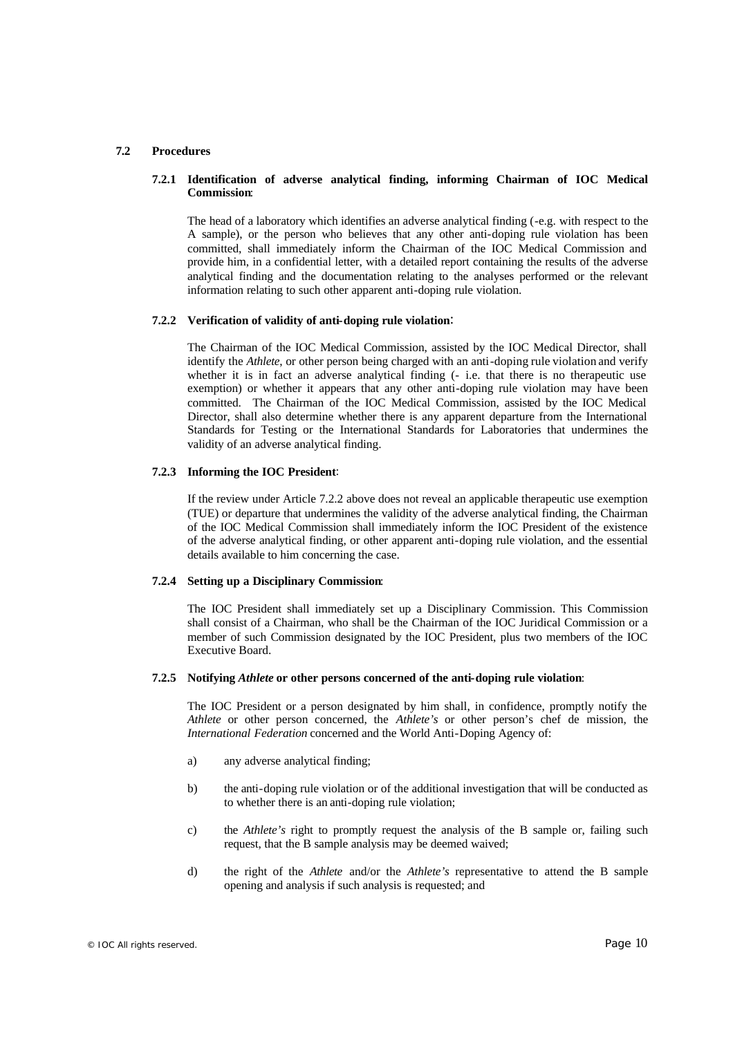### 7.2 Procedures

#### 7.2.1 Identification of adverse analytical finding, informing Chairman of IOC Medical Commission:

The head of a laboratory which identifies an adverse analytical finding (-e.g. with respect to the A sample), or the person who believes that any other anti-doping rule violation has been committed, shall immediately inform the Chairman of the IOC Medical Commission and provide him, in a confidential letter, with a detailed report containing the results of the adverse analytical finding and the documentation relating to the analyses performed or the relevant information relating to such other apparent anti-doping rule violation.

#### 7.2.2 Verification of validity of anti-doping rule violation:

The Chairman of the IOC Medical Commission, assisted by the IOC Medical Director, shall identify the *Athlete*, or other person being charged with an anti-doping rule violation and verify whether it is in fact an adverse analytical finding (- i.e. that there is no therapeutic use exemption) or whether it appears that any other anti-doping rule violation may have been committed. The Chairman of the IOC Medical Commission, assisted by the IOC Medical Director, shall also determine whether there is any apparent departure from the International Standards for Testing or the International Standards for Laboratories that undermines the validity of an adverse analytical finding.

#### 7.2.3 Informing the IOC President:

If the review under Article 7.2.2 above does not reveal an applicable therapeutic use exemption (TUE) or departure that undermines the validity of the adverse analytical finding, the Chairman of the IOC Medical Commission shall immediately inform the IOC President of the existence of the adverse analytical finding, or other apparent anti-doping rule violation, and the essential details available to him concerning the case.

#### 7.2.4 Setting up a Disciplinary Commission:

The IOC President shall immediately set up a Disciplinary Commission. This Commission shall consist of a Chairman, who shall be the Chairman of the IOC Juridical Commission or a member of such Commission designated by the IOC President, plus two members of the IOC Executive Board.

#### 7.2.5 Notifying *Athlete* or other persons concerned of the anti-doping rule violation:

The IOC President or a person designated by him shall, in confidence, promptly notify the *Athlete* or other person concerned, the *Athlete's* or other person's chef de mission, the *International Federation* concerned and the World Anti-Doping Agency of:

a) any adverse analytical finding;

b) the anti-doping rule violation or of the additional investigation that will be conducted as to whether there is an anti-doping rule violation;

c) the *Athlete's* right to promptly request the analysis of the B sample or, failing such request, that the B sample analysis may be deemed waived;

d) the right of the *Athlete* and/or the *Athlete's* representative to attend the B sample opening and analysis if such analysis is requested; and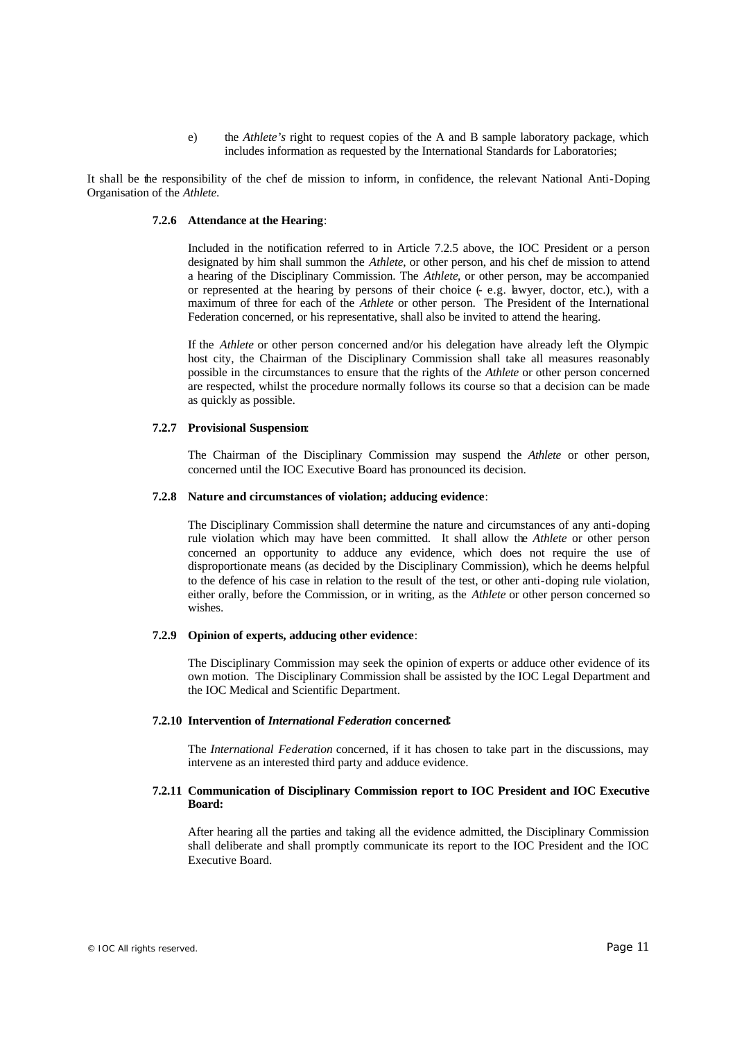e) the *Athlete's* right to request copies of the A and B sample laboratory package, which includes information as requested by the International Standards for Laboratories;

It shall be the responsibility of the chef de mission to inform, in confidence, the relevant National Anti-Doping Organisation of the *Athlete*.

**7.2.6 Attendance at the Hearing**:

Included in the notification referred to in Article 7.2.5 above, the IOC President or a person designated by him shall summon the *Athlete*, or other person, and his chef de mission to attend a hearing of the Disciplinary Commission. The *Athlete*, or other person, may be accompanied or represented at the hearing by persons of their choice (- e.g. lawyer, doctor, etc.), with a maximum of three for each of the *Athlete* or other person. The President of the International Federation concerned, or his representative, shall also be invited to attend the hearing.

If the *Athlete* or other person concerned and/or his delegation have already left the Olympic host city, the Chairman of the Disciplinary Commission shall take all measures reasonably possible in the circumstances to ensure that the rights of the *Athlete* or other person concerned are respected, whilst the procedure normally follows its course so that a decision can be made as quickly as possible.

**7.2.7 Provisional Suspension**:

The Chairman of the Disciplinary Commission may suspend the *Athlete* or other person, concerned until the IOC Executive Board has pronounced its decision.

**7.2.8 Nature and circumstances of violation; adducing evidence**:

The Disciplinary Commission shall determine the nature and circumstances of any anti-doping rule violation which may have been committed. It shall allow the *Athlete* or other person concerned an opportunity to adduce any evidence, which does not require the use of disproportionate means (as decided by the Disciplinary Commission), which he deems helpful to the defence of his case in relation to the result of the test, or other anti-doping rule violation, either orally, before the Commission, or in writing, as the *Athlete* or other person concerned so wishes.

**7.2.9 Opinion of experts, adducing other evidence**:

The Disciplinary Commission may seek the opinion of experts or adduce other evidence of its own motion. The Disciplinary Commission shall be assisted by the IOC Legal Department and the IOC Medical and Scientific Department.

**7.2.10 Intervention of *International Federation* concerned**:

The *International Federation* concerned, if it has chosen to take part in the discussions, may intervene as an interested third party and adduce evidence.

**7.2.11 Communication of Disciplinary Commission report to IOC President and IOC Executive Board:**

After hearing all the parties and taking all the evidence admitted, the Disciplinary Commission shall deliberate and shall promptly communicate its report to the IOC President and the IOC Executive Board.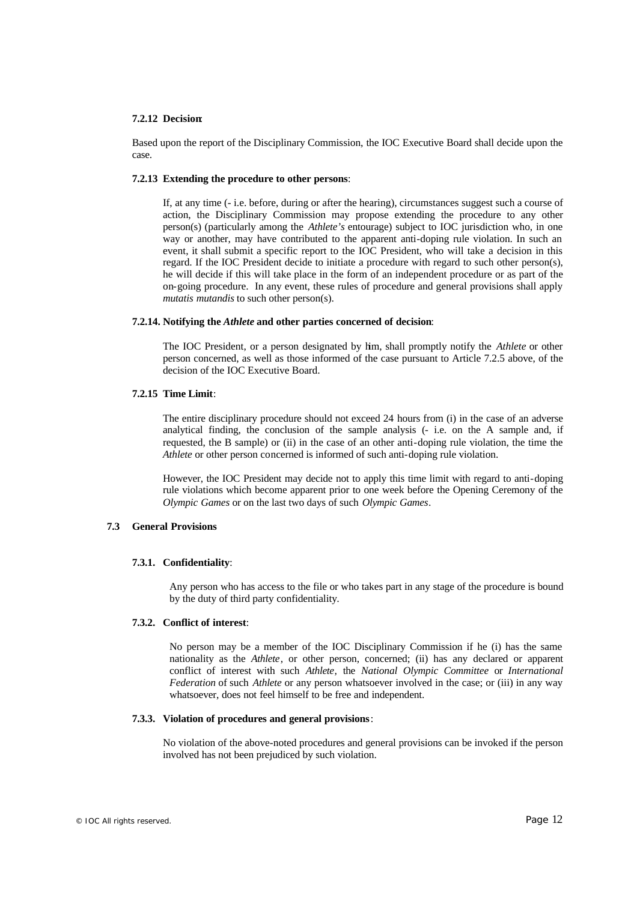#### 7.2.12 Decision:

Based upon the report of the Disciplinary Commission, the IOC Executive Board shall decide upon the case.

#### 7.2.13 Extending the procedure to other persons:

If, at any time (- i.e. before, during or after the hearing), circumstances suggest such a course of action, the Disciplinary Commission may propose extending the procedure to any other person(s) (particularly among the *Athlete's* entourage) subject to IOC jurisdiction who, in one way or another, may have contributed to the apparent anti-doping rule violation. In such an event, it shall submit a specific report to the IOC President, who will take a decision in this regard. If the IOC President decide to initiate a procedure with regard to such other person(s), he will decide if this will take place in the form of an independent procedure or as part of the on-going procedure. In any event, these rules of procedure and general provisions shall apply *mutatis mutandis* to such other person(s).

#### 7.2.14. Notifying the *Athlete* and other parties concerned of decision:

The IOC President, or a person designated by him, shall promptly notify the *Athlete* or other person concerned, as well as those informed of the case pursuant to Article 7.2.5 above, of the decision of the IOC Executive Board.

#### 7.2.15 Time Limit:

The entire disciplinary procedure should not exceed 24 hours from (i) in the case of an adverse analytical finding, the conclusion of the sample analysis (- i.e. on the A sample and, if requested, the B sample) or (ii) in the case of an other anti-doping rule violation, the time the *Athlete* or other person concerned is informed of such anti-doping rule violation.

However, the IOC President may decide not to apply this time limit with regard to anti-doping rule violations which become apparent prior to one week before the Opening Ceremony of the *Olympic Games* or on the last two days of such *Olympic Games*.

### 7.3 General Provisions

#### 7.3.1. Confidentiality:

Any person who has access to the file or who takes part in any stage of the procedure is bound by the duty of third party confidentiality.

#### 7.3.2. Conflict of interest:

No person may be a member of the IOC Disciplinary Commission if he (i) has the same nationality as the *Athlete*, or other person, concerned; (ii) has any declared or apparent conflict of interest with such *Athlete*, the *National Olympic Committee* or *International Federation* of such *Athlete* or any person whatsoever involved in the case; or (iii) in any way whatsoever, does not feel himself to be free and independent.

#### 7.3.3. Violation of procedures and general provisions:

No violation of the above-noted procedures and general provisions can be invoked if the person involved has not been prejudiced by such violation.

© IOC All rights reserved.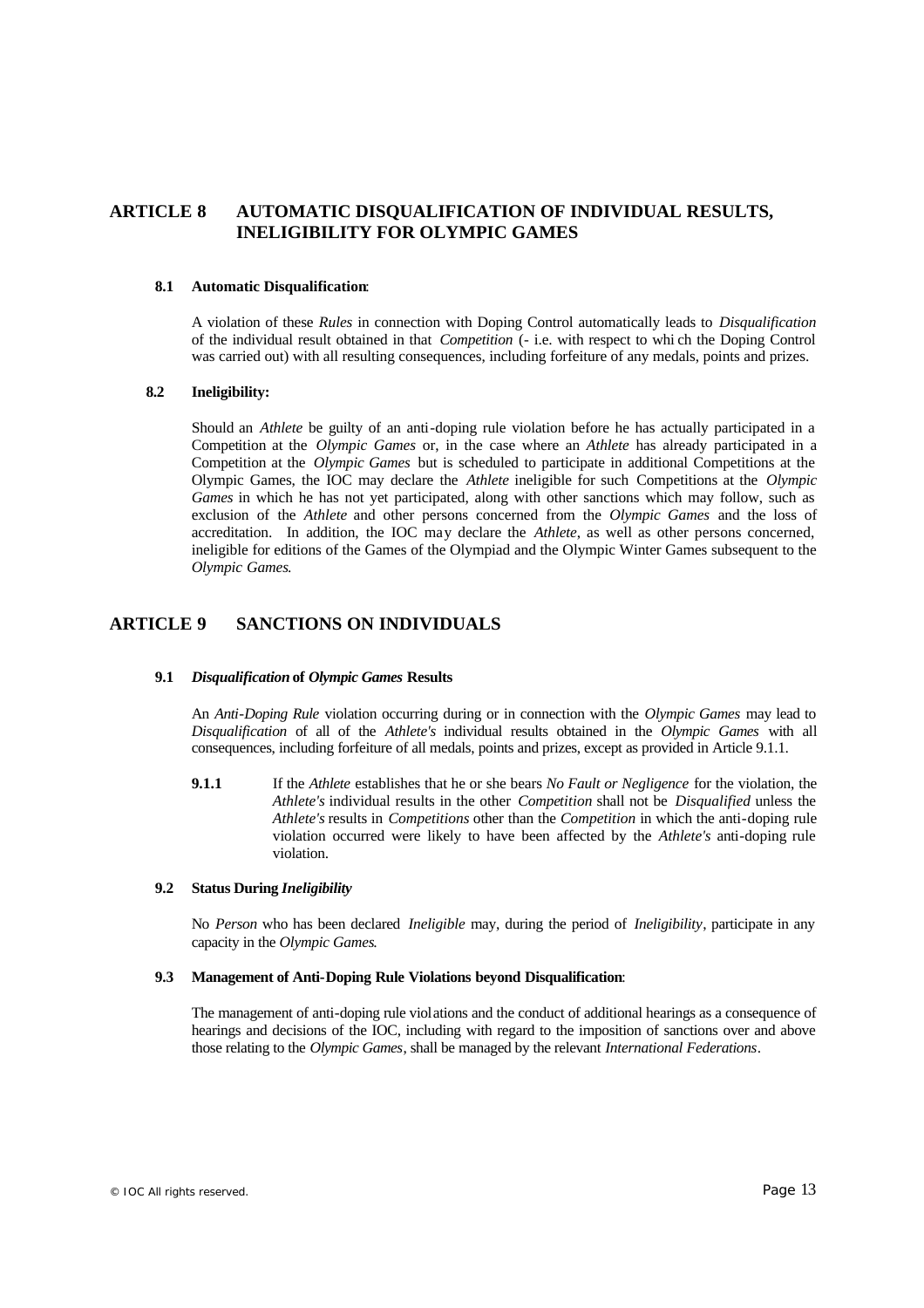## ARTICLE 8 AUTOMATIC DISQUALIFICATION OF INDIVIDUAL RESULTS, INELIGIBILITY FOR OLYMPIC GAMES

### 8.1 Automatic Disqualification:

A violation of these *Rules* in connection with Doping Control automatically leads to *Disqualification* of the individual result obtained in that *Competition* (- i.e. with respect to which the Doping Control was carried out) with all resulting consequences, including forfeiture of any medals, points and prizes.

### 8.2 Ineligibility:

Should an *Athlete* be guilty of an anti-doping rule violation before he has actually participated in a Competition at the *Olympic Games* or, in the case where an *Athlete* has already participated in a Competition at the *Olympic Games* but is scheduled to participate in additional Competitions at the Olympic Games, the IOC may declare the *Athlete* ineligible for such Competitions at the *Olympic Games* in which he has not yet participated, along with other sanctions which may follow, such as exclusion of the *Athlete* and other persons concerned from the *Olympic Games* and the loss of accreditation. In addition, the IOC may declare the *Athlete*, as well as other persons concerned, ineligible for editions of the Games of the Olympiad and the Olympic Winter Games subsequent to the *Olympic Games*.

## ARTICLE 9 SANCTIONS ON INDIVIDUALS

### 9.1 *Disqualification* of *Olympic Games* Results

An *Anti-Doping Rule* violation occurring during or in connection with the *Olympic Games* may lead to *Disqualification* of all of the *Athlete's* individual results obtained in the *Olympic Games* with all consequences, including forfeiture of all medals, points and prizes, except as provided in Article 9.1.1.

**9.1.1** If the *Athlete* establishes that he or she bears *No Fault or Negligence* for the violation, the *Athlete's* individual results in the other *Competition* shall not be *Disqualified* unless the *Athlete's* results in *Competitions* other than the *Competition* in which the anti-doping rule violation occurred were likely to have been affected by the *Athlete's* anti-doping rule violation.

### 9.2 Status During *Ineligibility*

No *Person* who has been declared *Ineligible* may, during the period of *Ineligibility*, participate in any capacity in the *Olympic Games*.

### 9.3 Management of Anti-Doping Rule Violations beyond Disqualification:

The management of anti-doping rule violations and the conduct of additional hearings as a consequence of hearings and decisions of the IOC, including with regard to the imposition of sanctions over and above those relating to the *Olympic Games*, shall be managed by the relevant *International Federations*.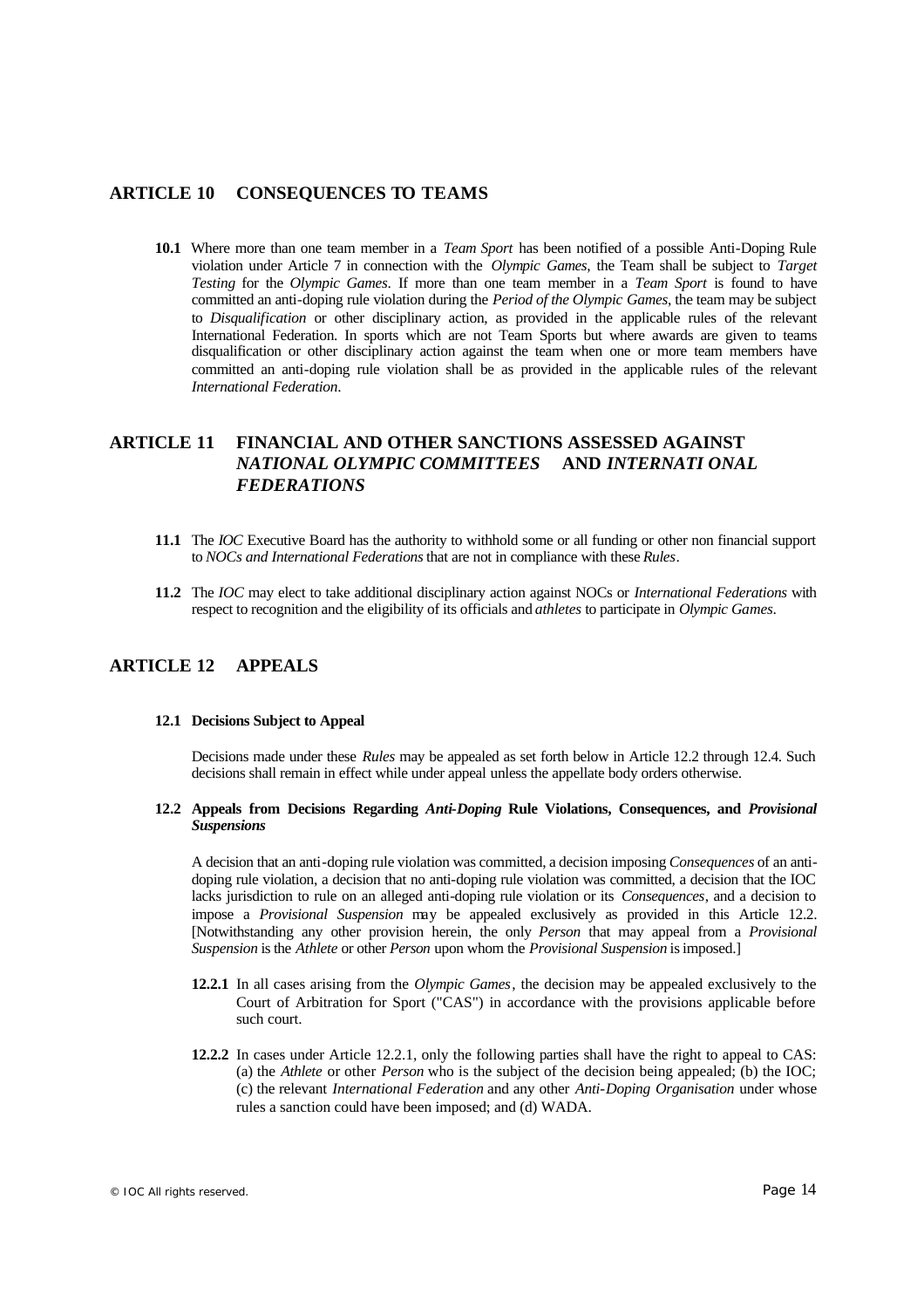## ARTICLE 10 CONSEQUENCES TO TEAMS

**10.1** Where more than one team member in a *Team Sport* has been notified of a possible Anti-Doping Rule violation under Article 7 in connection with the *Olympic Games*, the Team shall be subject to *Target Testing* for the *Olympic Games*. If more than one team member in a *Team Sport* is found to have committed an anti-doping rule violation during the *Period of the Olympic Games*, the team may be subject to *Disqualification* or other disciplinary action, as provided in the applicable rules of the relevant International Federation. In sports which are not Team Sports but where awards are given to teams disqualification or other disciplinary action against the team when one or more team members have committed an anti-doping rule violation shall be as provided in the applicable rules of the relevant *International Federation*.

## ARTICLE 11 FINANCIAL AND OTHER SANCTIONS ASSESSED AGAINST *NATIONAL OLYMPIC COMMITTEES* AND *INTERNATI ONAL FEDERATIONS*

**11.1** The *IOC* Executive Board has the authority to withhold some or all funding or other non financial support to *NOCs and International Federations* that are not in compliance with these *Rules*.

**11.2** The *IOC* may elect to take additional disciplinary action against NOCs or *International Federations* with respect to recognition and the eligibility of its officials and *athletes* to participate in *Olympic Games*.

## ARTICLE 12 APPEALS

### 12.1 Decisions Subject to Appeal

Decisions made under these *Rules* may be appealed as set forth below in Article 12.2 through 12.4. Such decisions shall remain in effect while under appeal unless the appellate body orders otherwise.

### 12.2 Appeals from Decisions Regarding *Anti-Doping* Rule Violations, Consequences, and *Provisional Suspensions*

A decision that an anti-doping rule violation was committed, a decision imposing *Consequences* of an anti-doping rule violation, a decision that no anti-doping rule violation was committed, a decision that the IOC lacks jurisdiction to rule on an alleged anti-doping rule violation or its *Consequences*, and a decision to impose a *Provisional Suspension* may be appealed exclusively as provided in this Article 12.2. [Notwithstanding any other provision herein, the only *Person* that may appeal from a *Provisional Suspension* is the *Athlete* or other *Person* upon whom the *Provisional Suspension* is imposed.]

**12.2.1** In all cases arising from the *Olympic Games*, the decision may be appealed exclusively to the Court of Arbitration for Sport ("CAS") in accordance with the provisions applicable before such court.

**12.2.2** In cases under Article 12.2.1, only the following parties shall have the right to appeal to CAS: (a) the *Athlete* or other *Person* who is the subject of the decision being appealed; (b) the IOC; (c) the relevant *International Federation* and any other *Anti-Doping Organisation* under whose rules a sanction could have been imposed; and (d) WADA.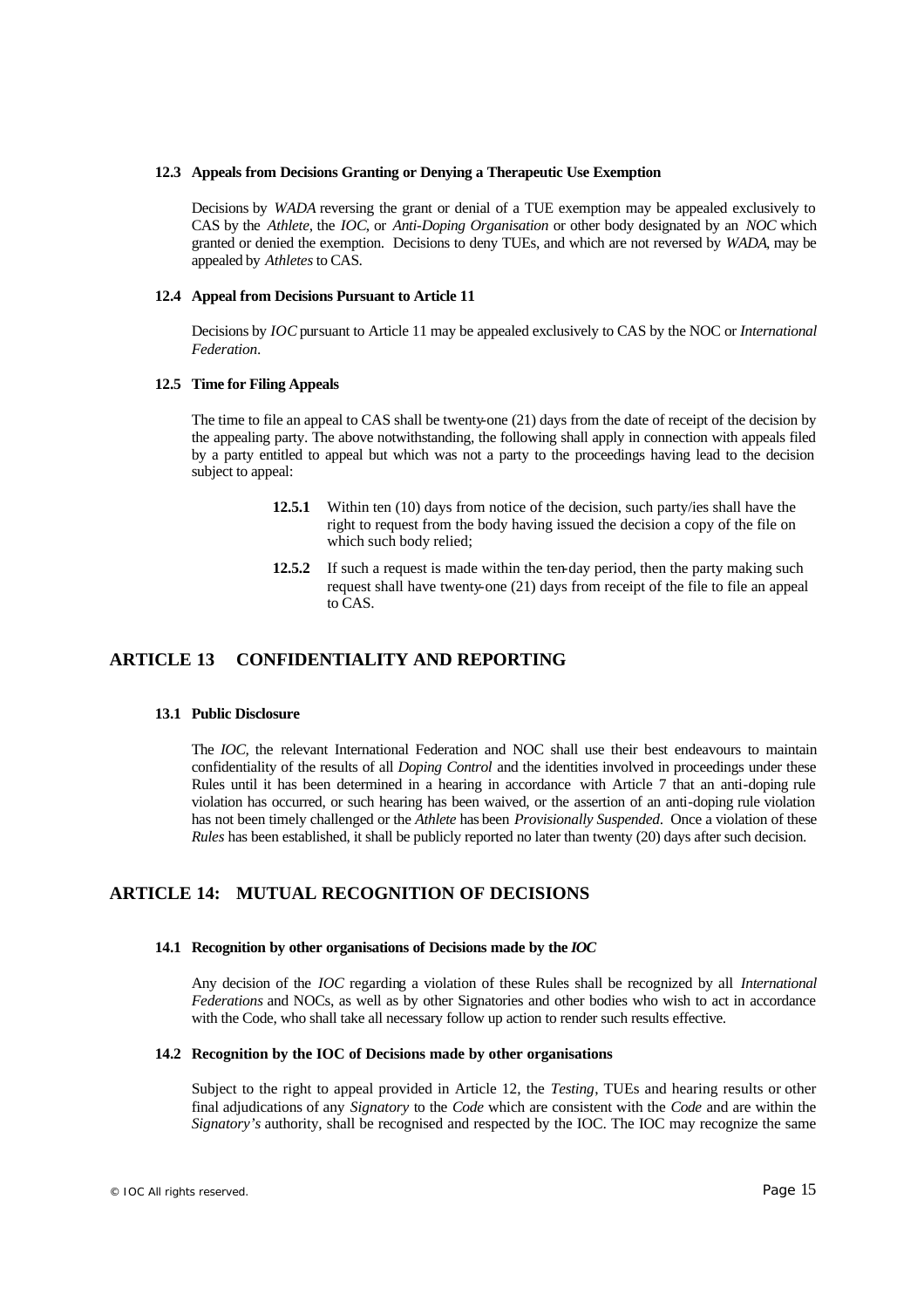### 12.3 Appeals from Decisions Granting or Denying a Therapeutic Use Exemption

Decisions by *WADA* reversing the grant or denial of a TUE exemption may be appealed exclusively to CAS by the *Athlete*, the *IOC*, or *Anti-Doping Organisation* or other body designated by an *NOC* which granted or denied the exemption. Decisions to deny TUEs, and which are not reversed by *WADA*, may be appealed by *Athletes* to CAS.

### 12.4 Appeal from Decisions Pursuant to Article 11

Decisions by *IOC* pursuant to Article 11 may be appealed exclusively to CAS by the NOC or *International Federation*.

### 12.5 Time for Filing Appeals

The time to file an appeal to CAS shall be twenty-one (21) days from the date of receipt of the decision by the appealing party. The above notwithstanding, the following shall apply in connection with appeals filed by a party entitled to appeal but which was not a party to the proceedings having lead to the decision subject to appeal:

> **12.5.1** Within ten (10) days from notice of the decision, such party/ies shall have the right to request from the body having issued the decision a copy of the file on which such body relied;
>
> **12.5.2** If such a request is made within the ten-day period, then the party making such request shall have twenty-one (21) days from receipt of the file to file an appeal to CAS.

## ARTICLE 13 CONFIDENTIALITY AND REPORTING

### 13.1 Public Disclosure

The *IOC*, the relevant International Federation and NOC shall use their best endeavours to maintain confidentiality of the results of all *Doping Control* and the identities involved in proceedings under these Rules until it has been determined in a hearing in accordance with Article 7 that an anti-doping rule violation has occurred, or such hearing has been waived, or the assertion of an anti-doping rule violation has not been timely challenged or the *Athlete* has been *Provisionally Suspended*. Once a violation of these *Rules* has been established, it shall be publicly reported no later than twenty (20) days after such decision.

## ARTICLE 14: MUTUAL RECOGNITION OF DECISIONS

### 14.1 Recognition by other organisations of Decisions made by the *IOC*

Any decision of the *IOC* regarding a violation of these Rules shall be recognized by all *International Federations* and NOCs, as well as by other Signatories and other bodies who wish to act in accordance with the Code, who shall take all necessary follow up action to render such results effective.

### 14.2 Recognition by the IOC of Decisions made by other organisations

Subject to the right to appeal provided in Article 12, the *Testing*, TUEs and hearing results or other final adjudications of any *Signatory* to the *Code* which are consistent with the *Code* and are within the *Signatory's* authority, shall be recognised and respected by the IOC. The IOC may recognize the same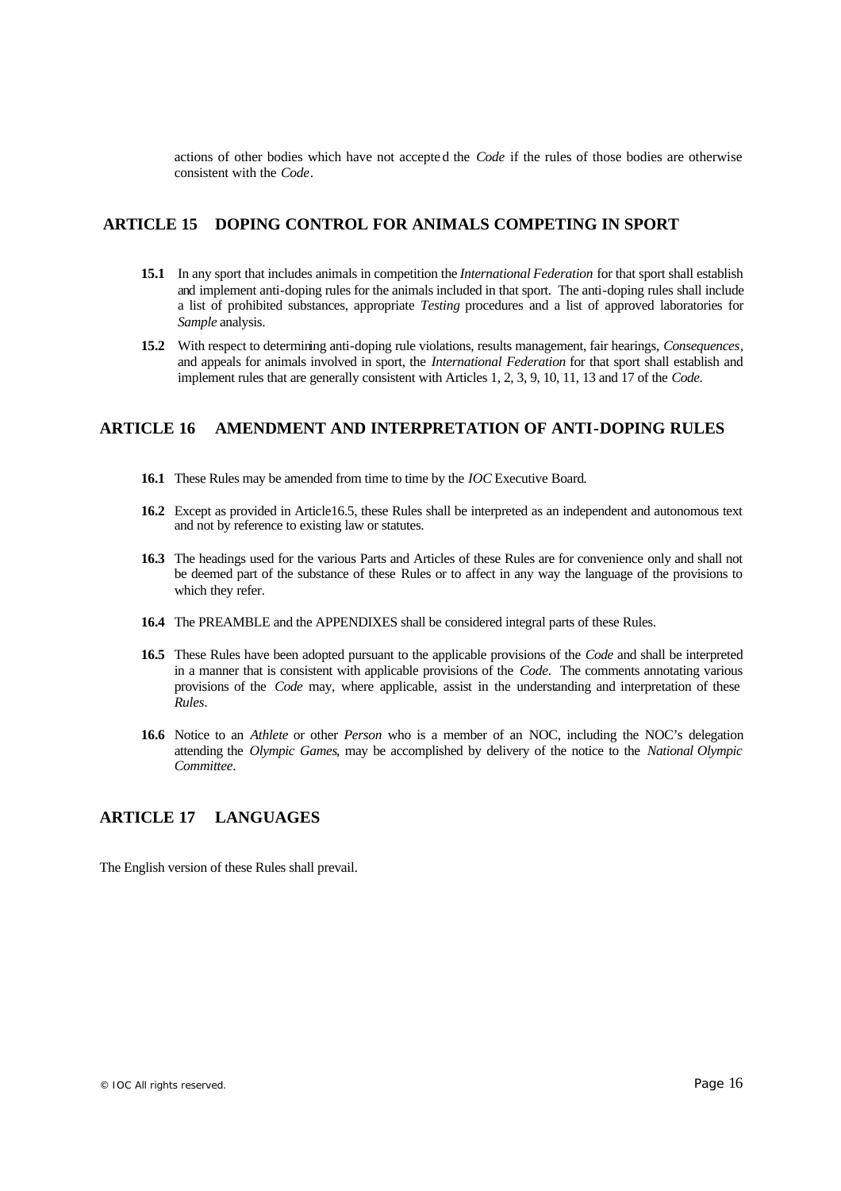actions of other bodies which have not accepted the *Code* if the rules of those bodies are otherwise consistent with the *Code*.

## ARTICLE 15 DOPING CONTROL FOR ANIMALS COMPETING IN SPORT

**15.1** In any sport that includes animals in competition the *International Federation* for that sport shall establish and implement anti-doping rules for the animals included in that sport. The anti-doping rules shall include a list of prohibited substances, appropriate *Testing* procedures and a list of approved laboratories for *Sample* analysis.

**15.2** With respect to determining anti-doping rule violations, results management, fair hearings, *Consequences*, and appeals for animals involved in sport, the *International Federation* for that sport shall establish and implement rules that are generally consistent with Articles 1, 2, 3, 9, 10, 11, 13 and 17 of the *Code*.

## ARTICLE 16 AMENDMENT AND INTERPRETATION OF ANTI-DOPING RULES

**16.1** These Rules may be amended from time to time by the *IOC* Executive Board.

**16.2** Except as provided in Article16.5, these Rules shall be interpreted as an independent and autonomous text and not by reference to existing law or statutes.

**16.3** The headings used for the various Parts and Articles of these Rules are for convenience only and shall not be deemed part of the substance of these Rules or to affect in any way the language of the provisions to which they refer.

**16.4** The PREAMBLE and the APPENDIXES shall be considered integral parts of these Rules.

**16.5** These Rules have been adopted pursuant to the applicable provisions of the *Code* and shall be interpreted in a manner that is consistent with applicable provisions of the *Code*. The comments annotating various provisions of the *Code* may, where applicable, assist in the understanding and interpretation of these *Rules*.

**16.6** Notice to an *Athlete* or other *Person* who is a member of an NOC, including the NOC's delegation attending the *Olympic Games*, may be accomplished by delivery of the notice to the *National Olympic Committee*.

## ARTICLE 17 LANGUAGES

The English version of these Rules shall prevail.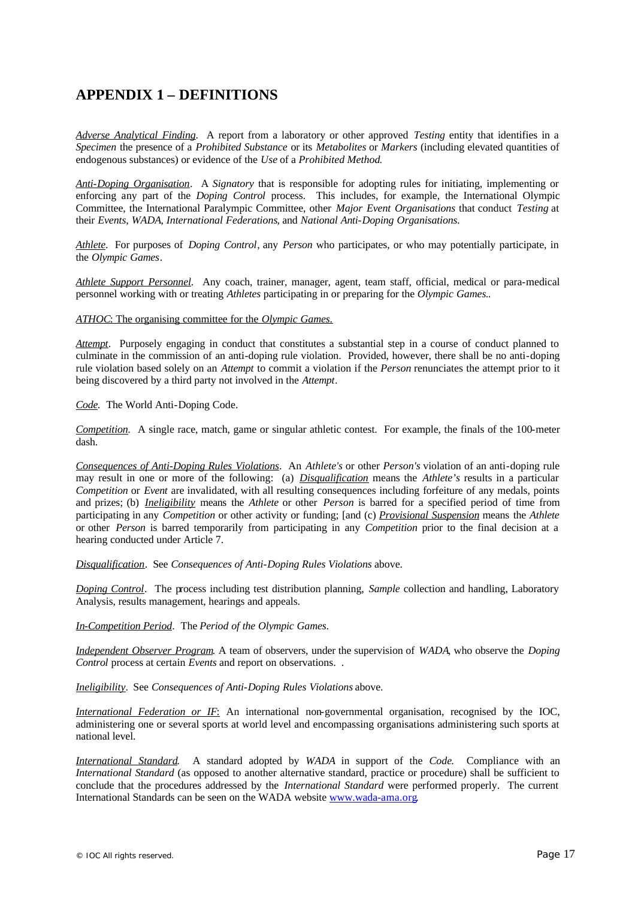# APPENDIX 1 – DEFINITIONS

_Adverse Analytical Finding_. A report from a laboratory or other approved _Testing_ entity that identifies in a _Specimen_ the presence of a _Prohibited Substance_ or its _Metabolites_ or _Markers_ (including elevated quantities of endogenous substances) or evidence of the _Use_ of a _Prohibited Method_.

_Anti-Doping Organisation_. A _Signatory_ that is responsible for adopting rules for initiating, implementing or enforcing any part of the _Doping Control_ process. This includes, for example, the International Olympic Committee, the International Paralympic Committee, other _Major Event Organisations_ that conduct _Testing_ at their _Events_, _WADA_, _International Federations_, and _National Anti-Doping Organisations_.

_Athlete_. For purposes of _Doping Control_, any _Person_ who participates, or who may potentially participate, in the _Olympic Games_.

_Athlete Support Personnel_. Any coach, trainer, manager, agent, team staff, official, medical or para-medical personnel working with or treating _Athletes_ participating in or preparing for the _Olympic Games_..

_ATHOC_: The organising committee for the _Olympic Games._

_Attempt_. Purposely engaging in conduct that constitutes a substantial step in a course of conduct planned to culminate in the commission of an anti-doping rule violation. Provided, however, there shall be no anti-doping rule violation based solely on an _Attempt_ to commit a violation if the _Person_ renunciates the attempt prior to it being discovered by a third party not involved in the _Attempt_.

_Code_. The World Anti-Doping Code.

_Competition_. A single race, match, game or singular athletic contest. For example, the finals of the 100-meter dash.

_Consequences of Anti-Doping Rules Violations_. An _Athlete's_ or other _Person's_ violation of an anti-doping rule may result in one or more of the following: (a) _Disqualification_ means the _Athlete's_ results in a particular _Competition_ or _Event_ are invalidated, with all resulting consequences including forfeiture of any medals, points and prizes; (b) _Ineligibility_ means the _Athlete_ or other _Person_ is barred for a specified period of time from participating in any _Competition_ or other activity or funding; [and (c) _Provisional Suspension_ means the _Athlete_ or other _Person_ is barred temporarily from participating in any _Competition_ prior to the final decision at a hearing conducted under Article 7.

_Disqualification_. See _Consequences of Anti-Doping Rules Violations_ above.

_Doping Control_. The process including test distribution planning, _Sample_ collection and handling, Laboratory Analysis, results management, hearings and appeals.

_In-Competition Period_. The _Period of the Olympic Games_.

_Independent Observer Program_. A team of observers, under the supervision of _WADA_, who observe the _Doping Control_ process at certain _Events_ and report on observations. .

_Ineligibility_. See _Consequences of Anti-Doping Rules Violations_ above.

_International Federation or IF_: An international non-governmental organisation, recognised by the IOC, administering one or several sports at world level and encompassing organisations administering such sports at national level.

_International Standard_. A standard adopted by _WADA_ in support of the _Code_. Compliance with an _International Standard_ (as opposed to another alternative standard, practice or procedure) shall be sufficient to conclude that the procedures addressed by the _International Standard_ were performed properly. The current International Standards can be seen on the WADA website www.wada-ama.org.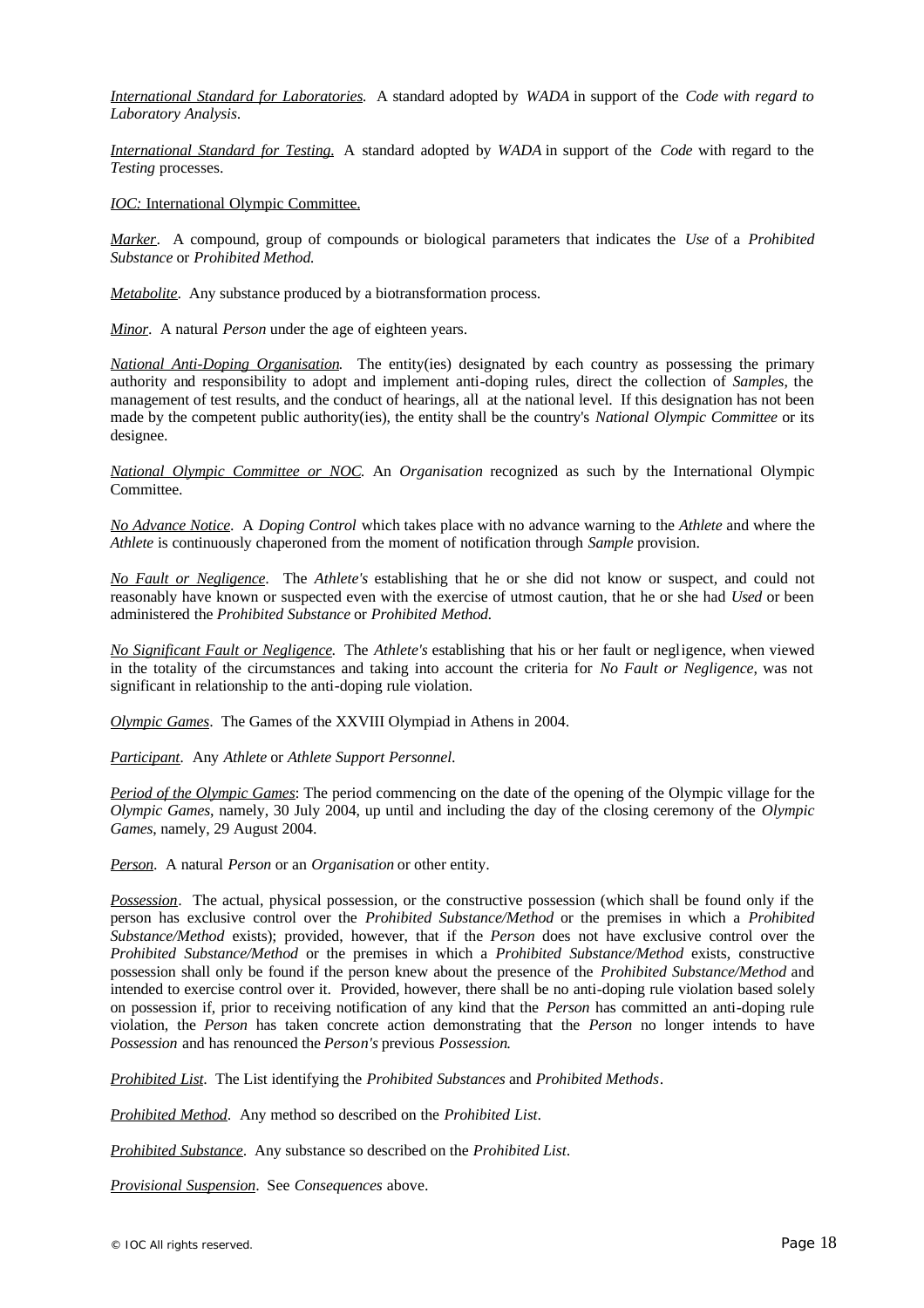*International Standard for Laboratories*. A standard adopted by *WADA* in support of the *Code with regard to Laboratory Analysis*.

*International Standard for Testing.* A standard adopted by *WADA* in support of the *Code* with regard to the *Testing* processes.

*IOC:* International Olympic Committee.

*Marker*. A compound, group of compounds or biological parameters that indicates the *Use* of a *Prohibited Substance* or *Prohibited Method*.

*Metabolite*. Any substance produced by a biotransformation process.

*Minor*. A natural *Person* under the age of eighteen years.

*National Anti-Doping Organisation*. The entity(ies) designated by each country as possessing the primary authority and responsibility to adopt and implement anti-doping rules, direct the collection of *Samples*, the management of test results, and the conduct of hearings, all at the national level. If this designation has not been made by the competent public authority(ies), the entity shall be the country's *National Olympic Committee* or its designee.

*National Olympic Committee or NOC*. An *Organisation* recognized as such by the International Olympic Committee.

*No Advance Notice*. A *Doping Control* which takes place with no advance warning to the *Athlete* and where the *Athlete* is continuously chaperoned from the moment of notification through *Sample* provision.

*No Fault or Negligence*. The *Athlete's* establishing that he or she did not know or suspect, and could not reasonably have known or suspected even with the exercise of utmost caution, that he or she had *Used* or been administered the *Prohibited Substance* or *Prohibited Method*.

*No Significant Fault or Negligence*. The *Athlete's* establishing that his or her fault or negligence, when viewed in the totality of the circumstances and taking into account the criteria for *No Fault or Negligence*, was not significant in relationship to the anti-doping rule violation.

*Olympic Games*. The Games of the XXVIII Olympiad in Athens in 2004.

*Participant*. Any *Athlete* or *Athlete Support Personnel*.

*Period of the Olympic Games*: The period commencing on the date of the opening of the Olympic village for the *Olympic Games*, namely, 30 July 2004, up until and including the day of the closing ceremony of the *Olympic Games*, namely, 29 August 2004.

*Person*. A natural *Person* or an *Organisation* or other entity.

*Possession*. The actual, physical possession, or the constructive possession (which shall be found only if the person has exclusive control over the *Prohibited Substance/Method* or the premises in which a *Prohibited Substance/Method* exists); provided, however, that if the *Person* does not have exclusive control over the *Prohibited Substance/Method* or the premises in which a *Prohibited Substance/Method* exists, constructive possession shall only be found if the person knew about the presence of the *Prohibited Substance/Method* and intended to exercise control over it. Provided, however, there shall be no anti-doping rule violation based solely on possession if, prior to receiving notification of any kind that the *Person* has committed an anti-doping rule violation, the *Person* has taken concrete action demonstrating that the *Person* no longer intends to have *Possession* and has renounced the *Person's* previous *Possession*.

*Prohibited List*. The List identifying the *Prohibited Substances* and *Prohibited Methods*.

*Prohibited Method*. Any method so described on the *Prohibited List*.

*Prohibited Substance*. Any substance so described on the *Prohibited List*.

*Provisional Suspension*. See *Consequences* above.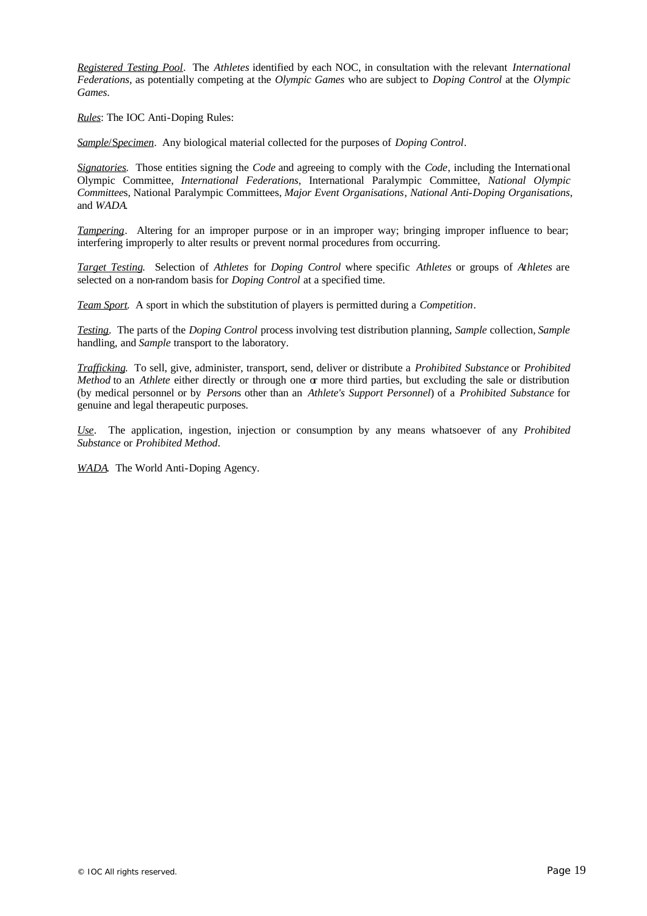_Registered Testing Pool_. The *Athletes* identified by each NOC, in consultation with the relevant *International Federations*, as potentially competing at the *Olympic Games* who are subject to *Doping Control* at the *Olympic Games*.

_Rules_: The IOC Anti-Doping Rules:

_Sample/Specimen_. Any biological material collected for the purposes of *Doping Control*.

_Signatories_. Those entities signing the *Code* and agreeing to comply with the *Code*, including the International Olympic Committee, *International Federations*, International Paralympic Committee, *National Olympic Committee*s, National Paralympic Committees, *Major Event Organisations*, *National Anti-Doping Organisations*, and *WADA*.

_Tampering_. Altering for an improper purpose or in an improper way; bringing improper influence to bear; interfering improperly to alter results or prevent normal procedures from occurring.

_Target Testing_. Selection of *Athletes* for *Doping Control* where specific *Athletes* or groups of *Athletes* are selected on a non-random basis for *Doping Control* at a specified time.

_Team Sport_. A sport in which the substitution of players is permitted during a *Competition*.

_Testing_. The parts of the *Doping Control* process involving test distribution planning, *Sample* collection, *Sample* handling, and *Sample* transport to the laboratory.

_Trafficking_. To sell, give, administer, transport, send, deliver or distribute a *Prohibited Substance* or *Prohibited Method* to an *Athlete* either directly or through one or more third parties, but excluding the sale or distribution (by medical personnel or by *Person*s other than an *Athlete's Support Personnel*) of a *Prohibited Substance* for genuine and legal therapeutic purposes.

_Use_. The application, ingestion, injection or consumption by any means whatsoever of any *Prohibited Substance* or *Prohibited Method*.

_WADA_. The World Anti-Doping Agency.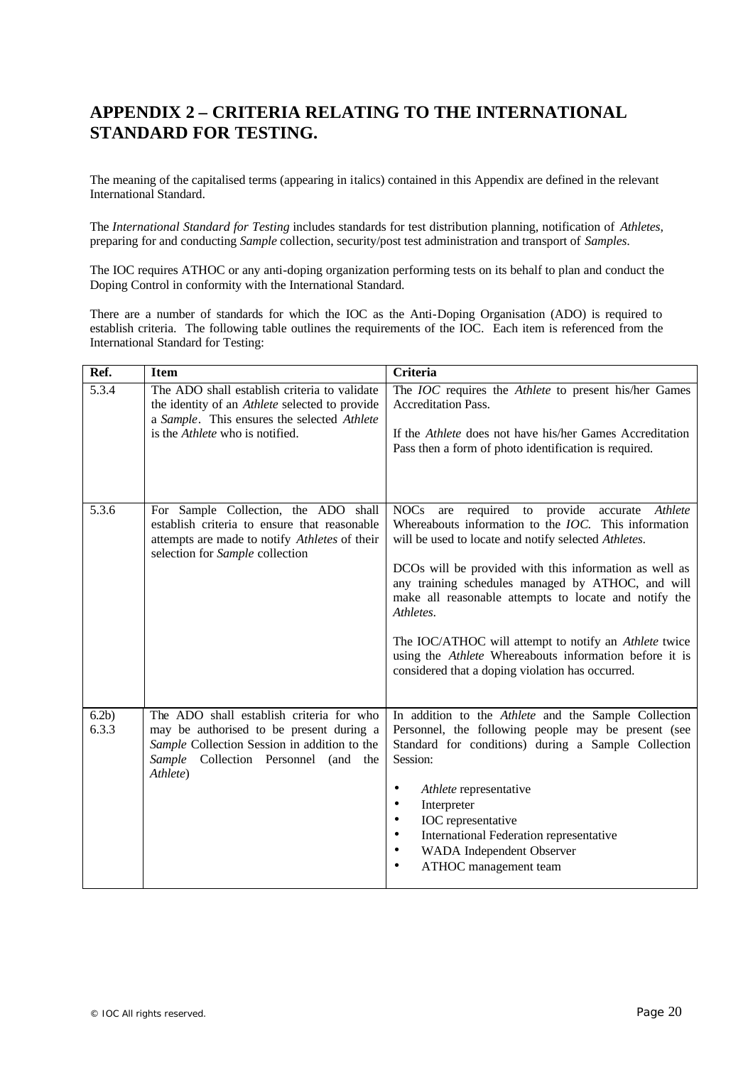# APPENDIX 2 – CRITERIA RELATING TO THE INTERNATIONAL STANDARD FOR TESTING.

The meaning of the capitalised terms (appearing in italics) contained in this Appendix are defined in the relevant International Standard.

The *International Standard for Testing* includes standards for test distribution planning, notification of *Athletes*, preparing for and conducting *Sample* collection, security/post test administration and transport of *Samples*.

The IOC requires ATHOC or any anti-doping organization performing tests on its behalf to plan and conduct the Doping Control in conformity with the International Standard.

There are a number of standards for which the IOC as the Anti-Doping Organisation (ADO) is required to establish criteria. The following table outlines the requirements of the IOC. Each item is referenced from the International Standard for Testing:

| Ref. | Item | Criteria |
|---|---|---|
| 5.3.4 | The ADO shall establish criteria to validate the identity of an *Athlete* selected to provide a *Sample*. This ensures the selected *Athlete* is the *Athlete* who is notified. | The *IOC* requires the *Athlete* to present his/her Games Accreditation Pass.<br><br>If the *Athlete* does not have his/her Games Accreditation Pass then a form of photo identification is required. |
| 5.3.6 | For Sample Collection, the ADO shall establish criteria to ensure that reasonable attempts are made to notify *Athletes* of their selection for *Sample* collection | NOCs are required to provide accurate *Athlete* Whereabouts information to the *IOC*. This information will be used to locate and notify selected *Athletes*.<br><br>DCOs will be provided with this information as well as any training schedules managed by ATHOC, and will make all reasonable attempts to locate and notify the *Athletes*.<br><br>The IOC/ATHOC will attempt to notify an *Athlete* twice using the *Athlete* Whereabouts information before it is considered that a doping violation has occurred. |
| 6.2b)<br>6.3.3 | The ADO shall establish criteria for who may be authorised to be present during a *Sample* Collection Session in addition to the *Sample* Collection Personnel (and the *Athlete*) | In addition to the *Athlete* and the Sample Collection Personnel, the following people may be present (see Standard for conditions) during a Sample Collection Session:<br><br>• *Athlete* representative<br>• Interpreter<br>• IOC representative<br>• International Federation representative<br>• WADA Independent Observer<br>• ATHOC management team |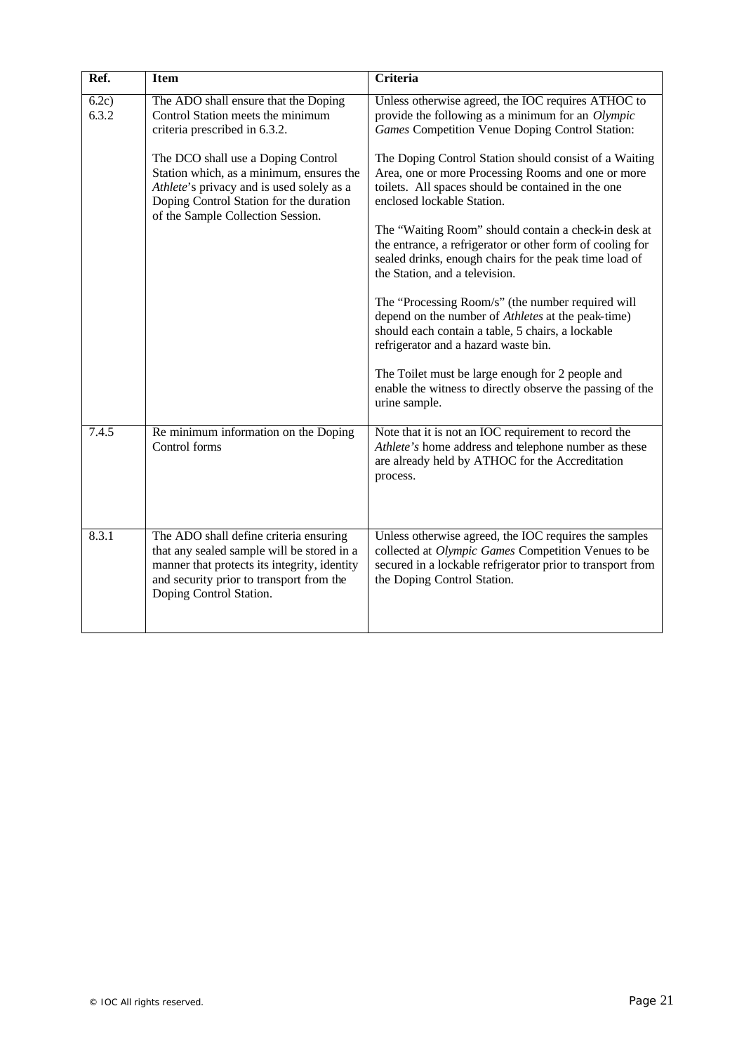| Ref. | Item | Criteria |
|---|---|---|
| 6.2c) 6.3.2 | The ADO shall ensure that the Doping Control Station meets the minimum criteria prescribed in 6.3.2.<br><br>The DCO shall use a Doping Control Station which, as a minimum, ensures the *Athlete*'s privacy and is used solely as a Doping Control Station for the duration of the Sample Collection Session. | Unless otherwise agreed, the IOC requires ATHOC to provide the following as a minimum for an *Olympic Games* Competition Venue Doping Control Station:<br><br>The Doping Control Station should consist of a Waiting Area, one or more Processing Rooms and one or more toilets. All spaces should be contained in the one enclosed lockable Station.<br><br>The "Waiting Room" should contain a check-in desk at the entrance, a refrigerator or other form of cooling for sealed drinks, enough chairs for the peak time load of the Station, and a television.<br><br>The "Processing Room/s" (the number required will depend on the number of *Athletes* at the peak-time) should each contain a table, 5 chairs, a lockable refrigerator and a hazard waste bin.<br><br>The Toilet must be large enough for 2 people and enable the witness to directly observe the passing of the urine sample. |
| 7.4.5 | Re minimum information on the Doping Control forms | Note that it is not an IOC requirement to record the *Athlete's* home address and telephone number as these are already held by ATHOC for the Accreditation process. |
| 8.3.1 | The ADO shall define criteria ensuring that any sealed sample will be stored in a manner that protects its integrity, identity and security prior to transport from the Doping Control Station. | Unless otherwise agreed, the IOC requires the samples collected at *Olympic Games* Competition Venues to be secured in a lockable refrigerator prior to transport from the Doping Control Station. |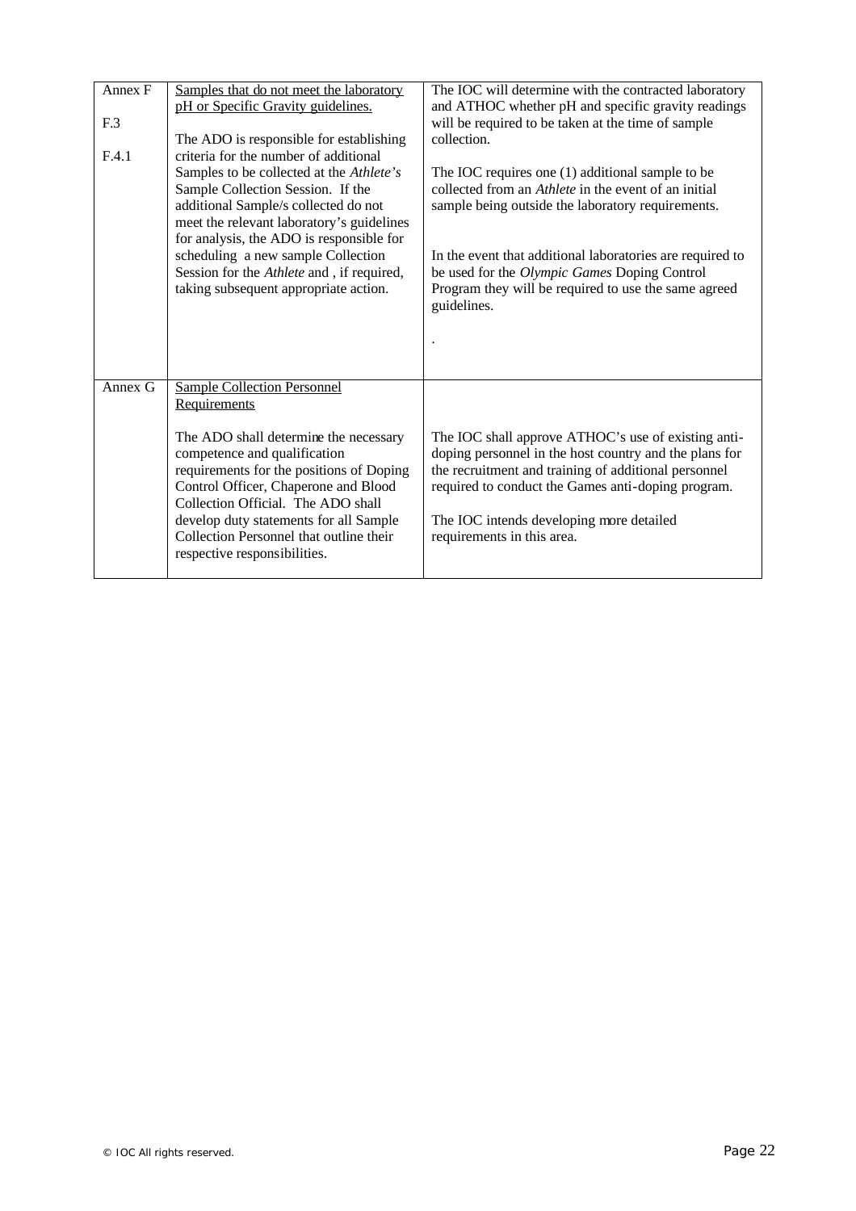| | | |
|---|---|---|
| Annex F<br><br>F.3<br><br>F.4.1 | <u>Samples that do not meet the laboratory pH or Specific Gravity guidelines.</u><br><br>The ADO is responsible for establishing criteria for the number of additional Samples to be collected at the *Athlete's* Sample Collection Session. If the additional Sample/s collected do not meet the relevant laboratory's guidelines for analysis, the ADO is responsible for scheduling a new sample Collection Session for the *Athlete* and , if required, taking subsequent appropriate action. | The IOC will determine with the contracted laboratory and ATHOC whether pH and specific gravity readings will be required to be taken at the time of sample collection.<br><br>The IOC requires one (1) additional sample to be collected from an *Athlete* in the event of an initial sample being outside the laboratory requirements.<br><br>In the event that additional laboratories are required to be used for the *Olympic Games* Doping Control Program they will be required to use the same agreed guidelines.<br><br>. |
| Annex G | <u>Sample Collection Personnel Requirements</u><br><br>The ADO shall determine the necessary competence and qualification requirements for the positions of Doping Control Officer, Chaperone and Blood Collection Official. The ADO shall develop duty statements for all Sample Collection Personnel that outline their respective responsibilities. | The IOC shall approve ATHOC's use of existing anti-doping personnel in the host country and the plans for the recruitment and training of additional personnel required to conduct the Games anti-doping program.<br><br>The IOC intends developing more detailed requirements in this area. |

© IOC All rights reserved.